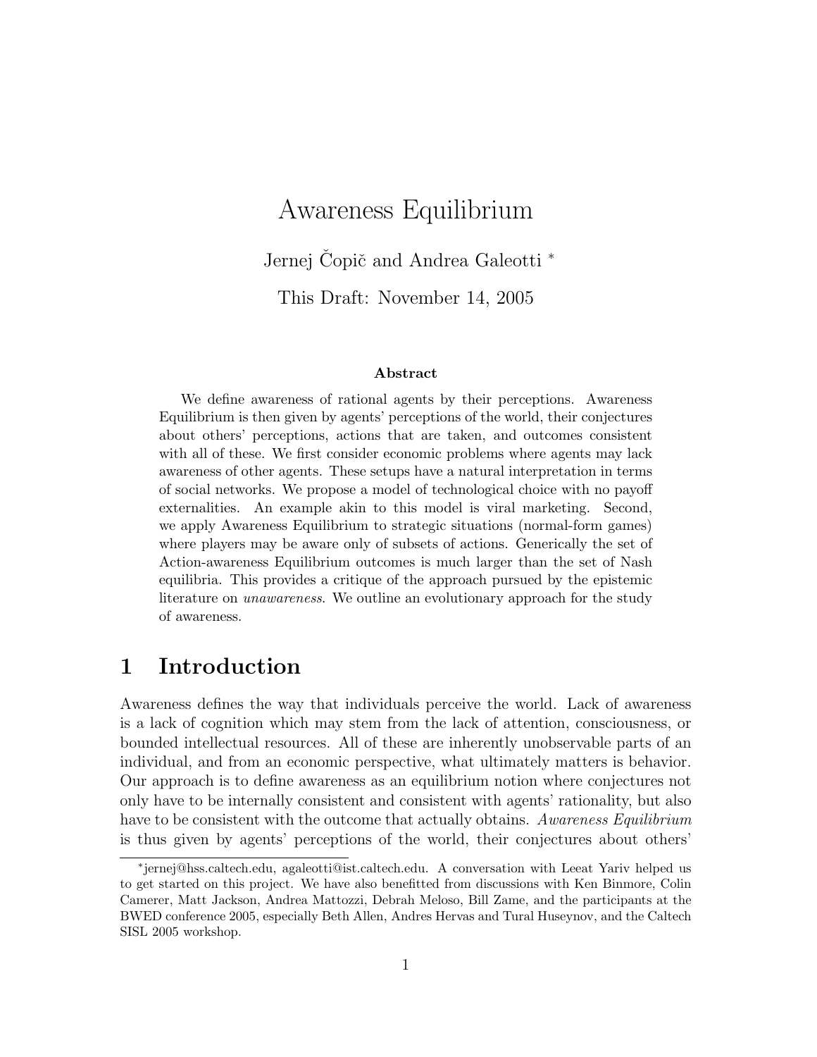# Awareness Equilibrium

Jernej Čopič and Andrea Galeotti *

This Draft: November 14, 2005

### Abstract

We define awareness of rational agents by their perceptions. Awareness Equilibrium is then given by agents' perceptions of the world, their conjectures about others' perceptions, actions that are taken, and outcomes consistent with all of these. We first consider economic problems where agents may lack awareness of other agents. These setups have a natural interpretation in terms of social networks. We propose a model of technological choice with no payoff externalities. An example akin to this model is viral marketing. Second, we apply Awareness Equilibrium to strategic situations (normal-form games) where players may be aware only of subsets of actions. Generically the set of Action-awareness Equilibrium outcomes is much larger than the set of Nash equilibria. This provides a critique of the approach pursued by the epistemic literature on *unawareness*. We outline an evolutionary approach for the study of awareness.

## 1 Introduction

Awareness defines the way that individuals perceive the world. Lack of awareness is a lack of cognition which may stem from the lack of attention, consciousness, or bounded intellectual resources. All of these are inherently unobservable parts of an individual, and from an economic perspective, what ultimately matters is behavior. Our approach is to define awareness as an equilibrium notion where conjectures not only have to be internally consistent and consistent with agents' rationality, but also have to be consistent with the outcome that actually obtains. *Awareness Equilibrium* is thus given by agents' perceptions of the world, their conjectures about others'

---

*jernej@hss.caltech.edu, agaleotti@ist.caltech.edu. A conversation with Leeat Yariv helped us to get started on this project. We have also benefitted from discussions with Ken Binmore, Colin Camerer, Matt Jackson, Andrea Mattozzi, Debrah Meloso, Bill Zame, and the participants at the BWED conference 2005, especially Beth Allen, Andres Hervas and Tural Huseynov, and the Caltech SISL 2005 workshop.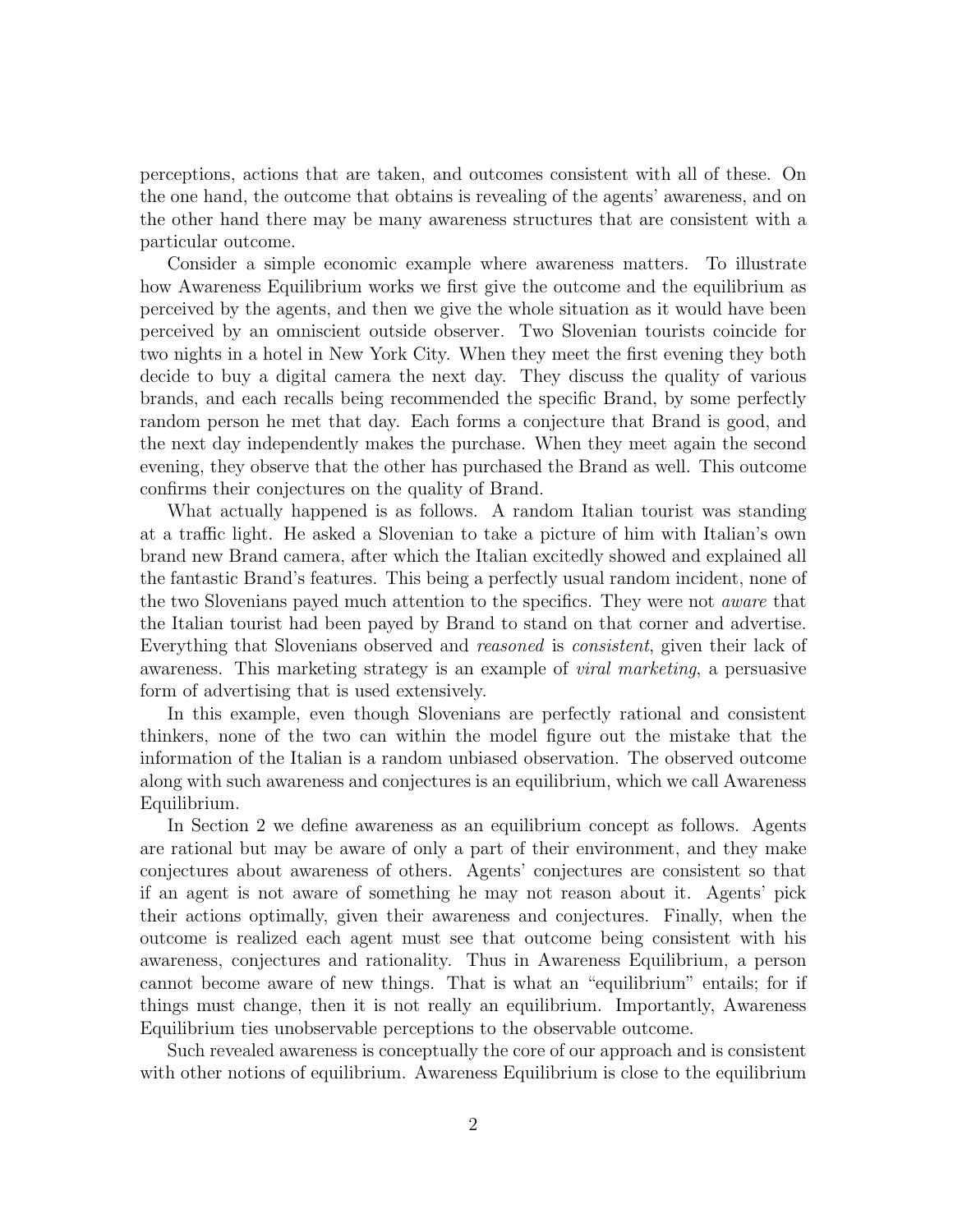perceptions, actions that are taken, and outcomes consistent with all of these. On the one hand, the outcome that obtains is revealing of the agents' awareness, and on the other hand there may be many awareness structures that are consistent with a particular outcome.

Consider a simple economic example where awareness matters. To illustrate how Awareness Equilibrium works we first give the outcome and the equilibrium as perceived by the agents, and then we give the whole situation as it would have been perceived by an omniscient outside observer. Two Slovenian tourists coincide for two nights in a hotel in New York City. When they meet the first evening they both decide to buy a digital camera the next day. They discuss the quality of various brands, and each recalls being recommended the specific Brand, by some perfectly random person he met that day. Each forms a conjecture that Brand is good, and the next day independently makes the purchase. When they meet again the second evening, they observe that the other has purchased the Brand as well. This outcome confirms their conjectures on the quality of Brand.

What actually happened is as follows. A random Italian tourist was standing at a traffic light. He asked a Slovenian to take a picture of him with Italian's own brand new Brand camera, after which the Italian excitedly showed and explained all the fantastic Brand's features. This being a perfectly usual random incident, none of the two Slovenians payed much attention to the specifics. They were not *aware* that the Italian tourist had been payed by Brand to stand on that corner and advertise. Everything that Slovenians observed and *reasoned* is *consistent*, given their lack of awareness. This marketing strategy is an example of *viral marketing*, a persuasive form of advertising that is used extensively.

In this example, even though Slovenians are perfectly rational and consistent thinkers, none of the two can within the model figure out the mistake that the information of the Italian is a random unbiased observation. The observed outcome along with such awareness and conjectures is an equilibrium, which we call Awareness Equilibrium.

In Section 2 we define awareness as an equilibrium concept as follows. Agents are rational but may be aware of only a part of their environment, and they make conjectures about awareness of others. Agents' conjectures are consistent so that if an agent is not aware of something he may not reason about it. Agents' pick their actions optimally, given their awareness and conjectures. Finally, when the outcome is realized each agent must see that outcome being consistent with his awareness, conjectures and rationality. Thus in Awareness Equilibrium, a person cannot become aware of new things. That is what an "equilibrium" entails; for if things must change, then it is not really an equilibrium. Importantly, Awareness Equilibrium ties unobservable perceptions to the observable outcome.

Such revealed awareness is conceptually the core of our approach and is consistent with other notions of equilibrium. Awareness Equilibrium is close to the equilibrium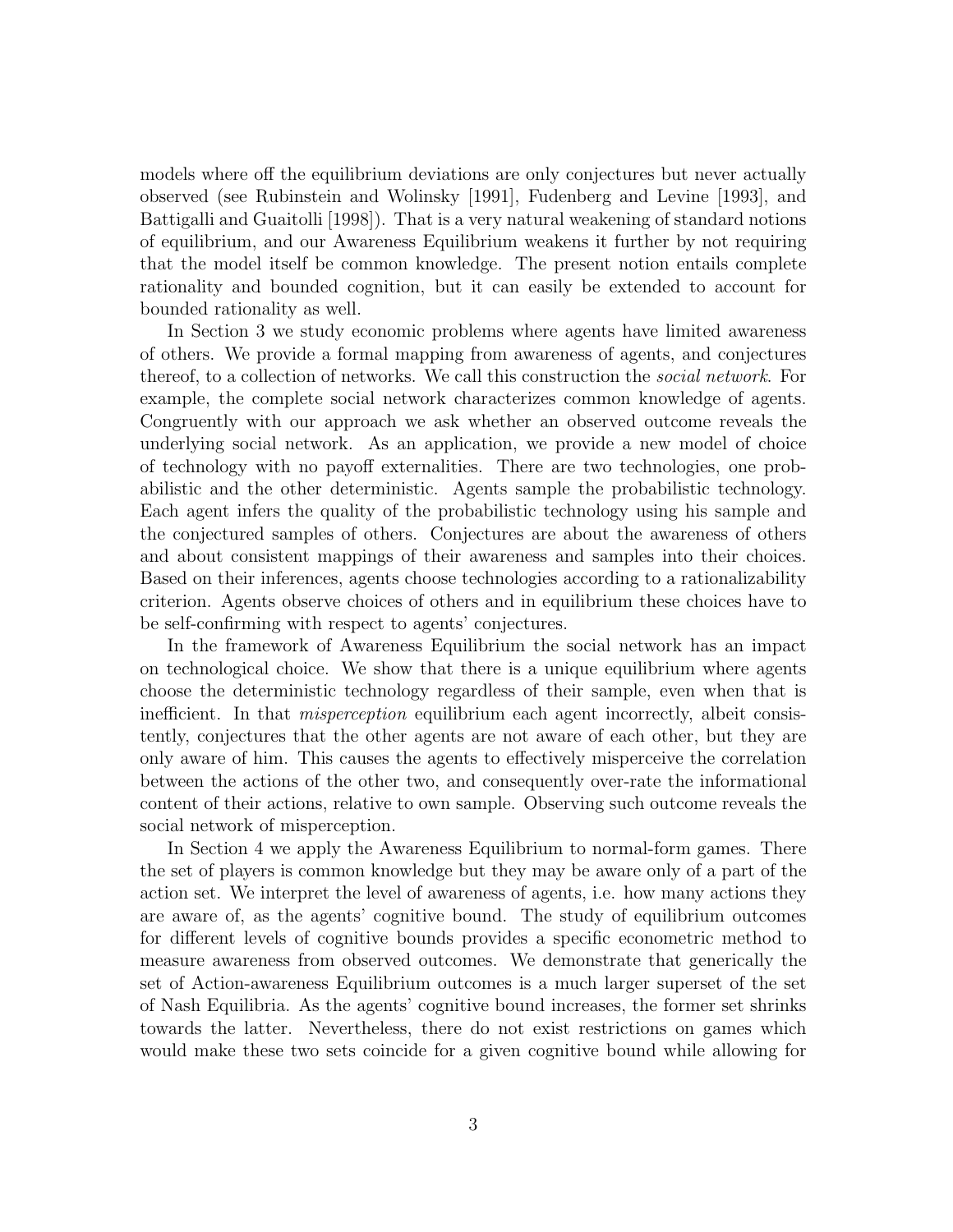models where off the equilibrium deviations are only conjectures but never actually observed (see Rubinstein and Wolinsky [1991], Fudenberg and Levine [1993], and Battigalli and Guaitolli [1998]). That is a very natural weakening of standard notions of equilibrium, and our Awareness Equilibrium weakens it further by not requiring that the model itself be common knowledge. The present notion entails complete rationality and bounded cognition, but it can easily be extended to account for bounded rationality as well.

In Section 3 we study economic problems where agents have limited awareness of others. We provide a formal mapping from awareness of agents, and conjectures thereof, to a collection of networks. We call this construction the *social network*. For example, the complete social network characterizes common knowledge of agents. Congruently with our approach we ask whether an observed outcome reveals the underlying social network. As an application, we provide a new model of choice of technology with no payoff externalities. There are two technologies, one probabilistic and the other deterministic. Agents sample the probabilistic technology. Each agent infers the quality of the probabilistic technology using his sample and the conjectured samples of others. Conjectures are about the awareness of others and about consistent mappings of their awareness and samples into their choices. Based on their inferences, agents choose technologies according to a rationalizability criterion. Agents observe choices of others and in equilibrium these choices have to be self-confirming with respect to agents' conjectures.

In the framework of Awareness Equilibrium the social network has an impact on technological choice. We show that there is a unique equilibrium where agents choose the deterministic technology regardless of their sample, even when that is inefficient. In that *misperception* equilibrium each agent incorrectly, albeit consistently, conjectures that the other agents are not aware of each other, but they are only aware of him. This causes the agents to effectively misperceive the correlation between the actions of the other two, and consequently over-rate the informational content of their actions, relative to own sample. Observing such outcome reveals the social network of misperception.

In Section 4 we apply the Awareness Equilibrium to normal-form games. There the set of players is common knowledge but they may be aware only of a part of the action set. We interpret the level of awareness of agents, i.e. how many actions they are aware of, as the agents' cognitive bound. The study of equilibrium outcomes for different levels of cognitive bounds provides a specific econometric method to measure awareness from observed outcomes. We demonstrate that generically the set of Action-awareness Equilibrium outcomes is a much larger superset of the set of Nash Equilibria. As the agents' cognitive bound increases, the former set shrinks towards the latter. Nevertheless, there do not exist restrictions on games which would make these two sets coincide for a given cognitive bound while allowing for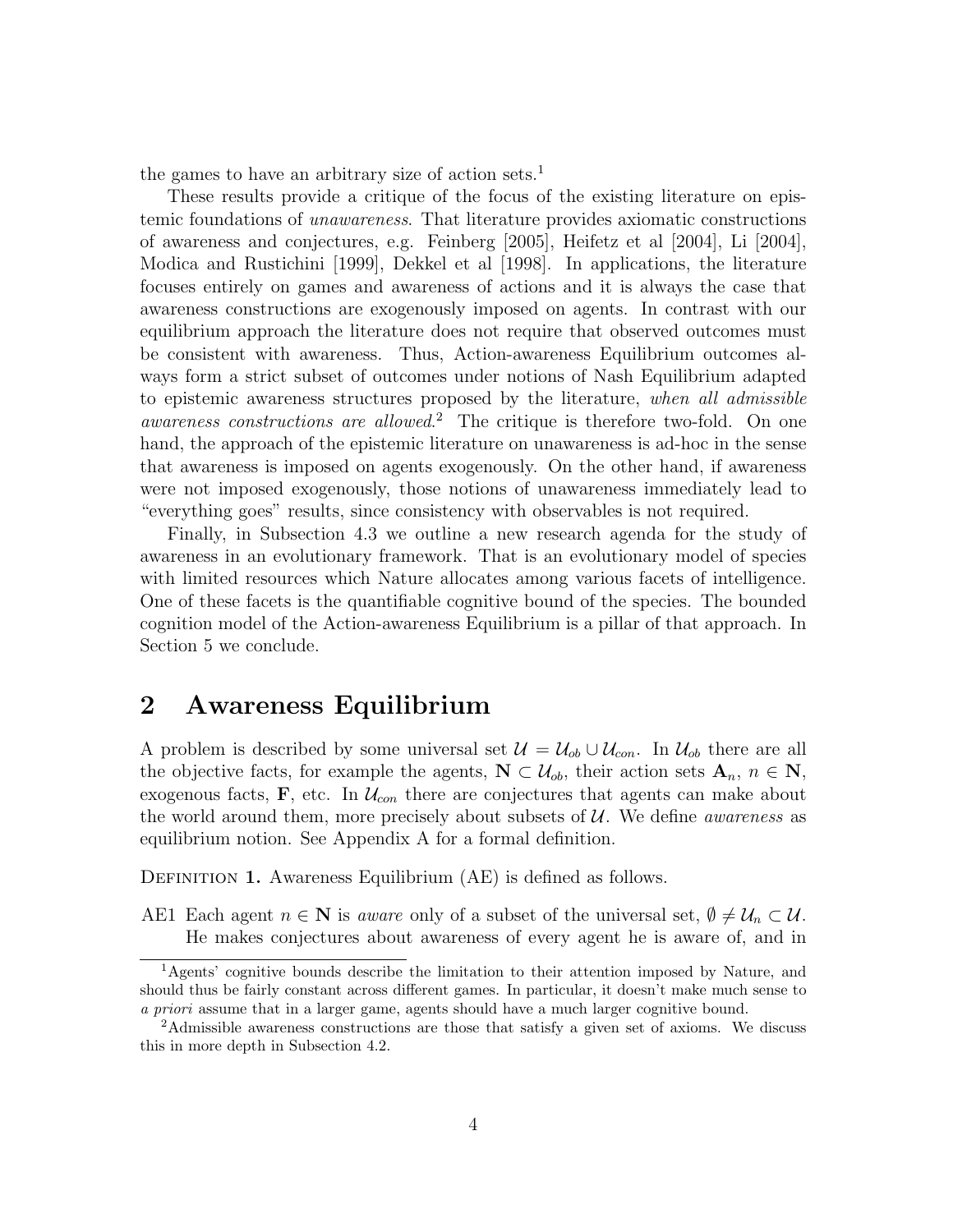the games to have an arbitrary size of action sets.[1]

These results provide a critique of the focus of the existing literature on epistemic foundations of *unawareness*. That literature provides axiomatic constructions of awareness and conjectures, e.g. Feinberg [2005], Heifetz et al [2004], Li [2004], Modica and Rustichini [1999], Dekkel et al [1998]. In applications, the literature focuses entirely on games and awareness of actions and it is always the case that awareness constructions are exogenously imposed on agents. In contrast with our equilibrium approach the literature does not require that observed outcomes must be consistent with awareness. Thus, Action-awareness Equilibrium outcomes always form a strict subset of outcomes under notions of Nash Equilibrium adapted to epistemic awareness structures proposed by the literature, *when all admissible awareness constructions are allowed*.[2] The critique is therefore two-fold. On one hand, the approach of the epistemic literature on unawareness is ad-hoc in the sense that awareness is imposed on agents exogenously. On the other hand, if awareness were not imposed exogenously, those notions of unawareness immediately lead to "everything goes" results, since consistency with observables is not required.

Finally, in Subsection 4.3 we outline a new research agenda for the study of awareness in an evolutionary framework. That is an evolutionary model of species with limited resources which Nature allocates among various facets of intelligence. One of these facets is the quantifiable cognitive bound of the species. The bounded cognition model of the Action-awareness Equilibrium is a pillar of that approach. In Section 5 we conclude.

## 2 Awareness Equilibrium

A problem is described by some universal set $\mathcal{U} = \mathcal{U}_{ob} \cup \mathcal{U}_{con}$. In $\mathcal{U}_{ob}$ there are all the objective facts, for example the agents, $\mathbf{N} \subset \mathcal{U}_{ob}$, their action sets $\mathbf{A}_n$, $n \in \mathbf{N}$, exogenous facts, $\mathbf{F}$, etc. In $\mathcal{U}_{con}$ there are conjectures that agents can make about the world around them, more precisely about subsets of $\mathcal{U}$. We define *awareness* as equilibrium notion. See Appendix A for a formal definition.

DEFINITION **1.** Awareness Equilibrium (AE) is defined as follows.

AE1 Each agent $n \in \mathbf{N}$ is *aware* only of a subset of the universal set, $\emptyset \neq \mathcal{U}_n \subset \mathcal{U}$. He makes conjectures about awareness of every agent he is aware of, and in

[1] Agents' cognitive bounds describe the limitation to their attention imposed by Nature, and should thus be fairly constant across different games. In particular, it doesn't make much sense to *a priori* assume that in a larger game, agents should have a much larger cognitive bound.

[2] Admissible awareness constructions are those that satisfy a given set of axioms. We discuss this in more depth in Subsection 4.2.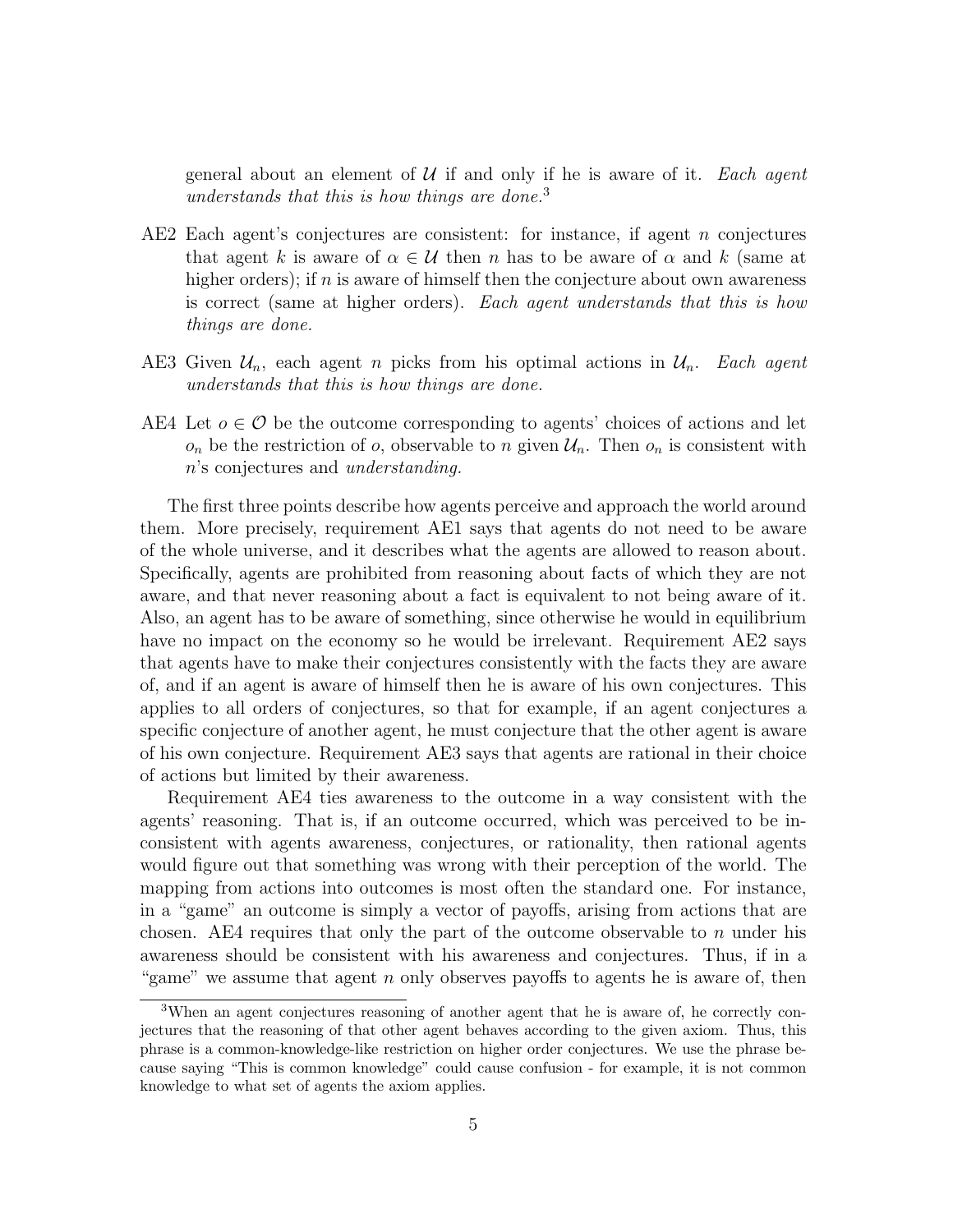general about an element of $\mathcal{U}$ if and only if he is aware of it. *Each agent understands that this is how things are done.*[3]

AE2 Each agent's conjectures are consistent: for instance, if agent $n$ conjectures that agent $k$ is aware of $\alpha \in \mathcal{U}$ then $n$ has to be aware of $\alpha$ and $k$ (same at higher orders); if $n$ is aware of himself then the conjecture about own awareness is correct (same at higher orders). *Each agent understands that this is how things are done.*

AE3 Given $\mathcal{U}_n$, each agent $n$ picks from his optimal actions in $\mathcal{U}_n$. *Each agent understands that this is how things are done.*

AE4 Let $o \in \mathcal{O}$ be the outcome corresponding to agents' choices of actions and let $o_n$ be the restriction of $o$, observable to $n$ given $\mathcal{U}_n$. Then $o_n$ is consistent with $n$'s conjectures and *understanding.*

The first three points describe how agents perceive and approach the world around them. More precisely, requirement AE1 says that agents do not need to be aware of the whole universe, and it describes what the agents are allowed to reason about. Specifically, agents are prohibited from reasoning about facts of which they are not aware, and that never reasoning about a fact is equivalent to not being aware of it. Also, an agent has to be aware of something, since otherwise he would in equilibrium have no impact on the economy so he would be irrelevant. Requirement AE2 says that agents have to make their conjectures consistently with the facts they are aware of, and if an agent is aware of himself then he is aware of his own conjectures. This applies to all orders of conjectures, so that for example, if an agent conjectures a specific conjecture of another agent, he must conjecture that the other agent is aware of his own conjecture. Requirement AE3 says that agents are rational in their choice of actions but limited by their awareness.

Requirement AE4 ties awareness to the outcome in a way consistent with the agents' reasoning. That is, if an outcome occurred, which was perceived to be inconsistent with agents awareness, conjectures, or rationality, then rational agents would figure out that something was wrong with their perception of the world. The mapping from actions into outcomes is most often the standard one. For instance, in a "game" an outcome is simply a vector of payoffs, arising from actions that are chosen. AE4 requires that only the part of the outcome observable to $n$ under his awareness should be consistent with his awareness and conjectures. Thus, if in a "game" we assume that agent $n$ only observes payoffs to agents he is aware of, then

[3] When an agent conjectures reasoning of another agent that he is aware of, he correctly conjectures that the reasoning of that other agent behaves according to the given axiom. Thus, this phrase is a common-knowledge-like restriction on higher order conjectures. We use the phrase because saying "This is common knowledge" could cause confusion - for example, it is not common knowledge to what set of agents the axiom applies.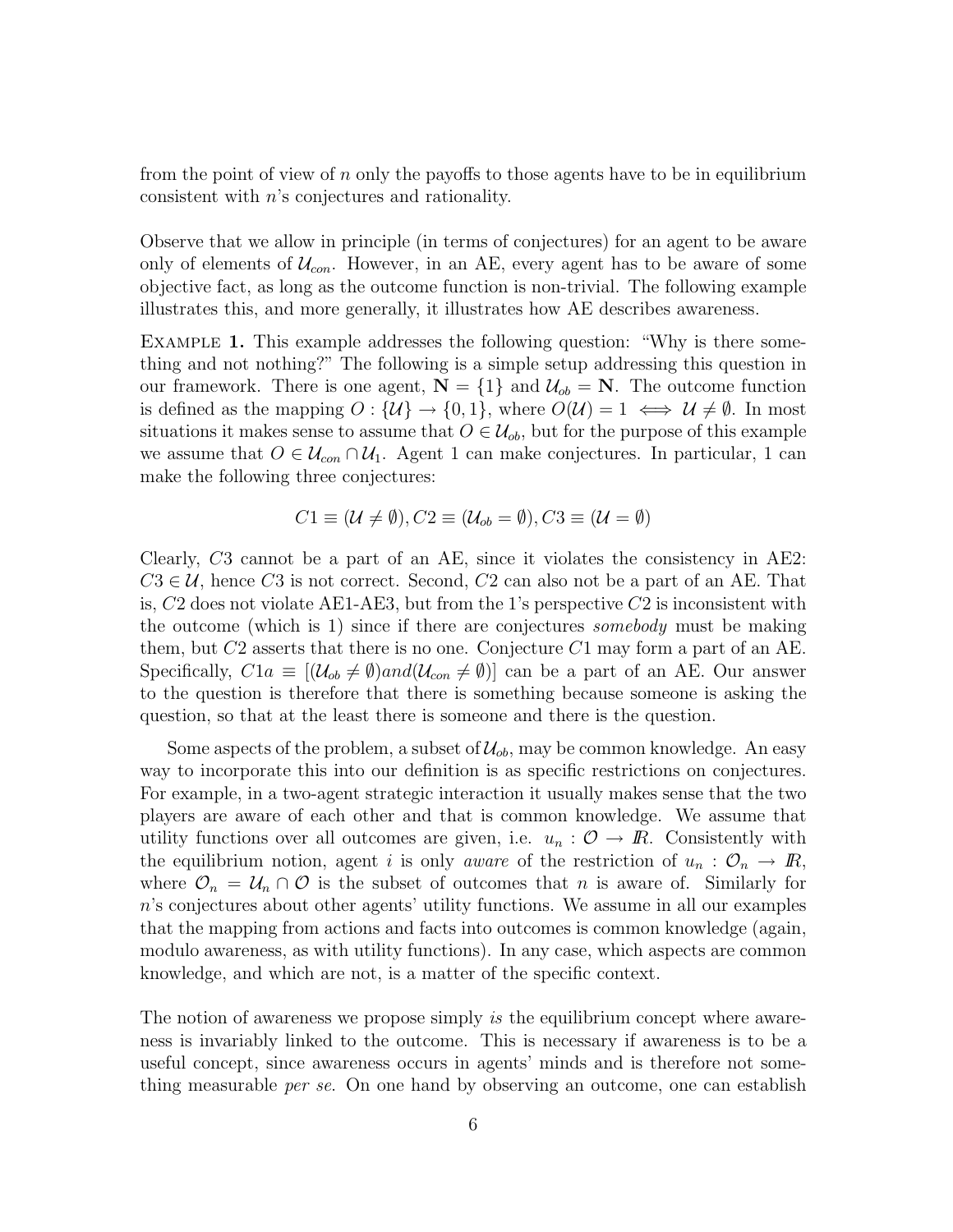from the point of view of $n$ only the payoffs to those agents have to be in equilibrium consistent with $n$'s conjectures and rationality.

Observe that we allow in principle (in terms of conjectures) for an agent to be aware only of elements of $\mathcal{U}_{con}$. However, in an AE, every agent has to be aware of some objective fact, as long as the outcome function is non-trivial. The following example illustrates this, and more generally, it illustrates how AE describes awareness.

Example 1. This example addresses the following question: "Why is there something and not nothing?" The following is a simple setup addressing this question in our framework. There is one agent, $\mathbf{N} = \{1\}$ and $\mathcal{U}_{ob} = \mathbf{N}$. The outcome function is defined as the mapping $O : \{\mathcal{U}\} \to \{0, 1\}$, where $O(\mathcal{U}) = 1 \iff \mathcal{U} \neq \emptyset$. In most situations it makes sense to assume that $O \in \mathcal{U}_{ob}$, but for the purpose of this example we assume that $O \in \mathcal{U}_{con} \cap \mathcal{U}_1$. Agent 1 can make conjectures. In particular, 1 can make the following three conjectures:

$$C1 \equiv (\mathcal{U} \neq \emptyset), C2 \equiv (\mathcal{U}_{ob} = \emptyset), C3 \equiv (\mathcal{U} = \emptyset)$$

Clearly, $C3$ cannot be a part of an AE, since it violates the consistency in AE2: $C3 \in \mathcal{U}$, hence $C3$ is not correct. Second, $C2$ can also not be a part of an AE. That is, $C2$ does not violate AE1-AE3, but from the 1's perspective $C2$ is inconsistent with the outcome (which is 1) since if there are conjectures *somebody* must be making them, but $C2$ asserts that there is no one. Conjecture $C1$ may form a part of an AE. Specifically, $C1a \equiv [(\mathcal{U}_{ob} \neq \emptyset) and (\mathcal{U}_{con} \neq \emptyset)]$ can be a part of an AE. Our answer to the question is therefore that there is something because someone is asking the question, so that at the least there is someone and there is the question.

Some aspects of the problem, a subset of $\mathcal{U}_{ob}$, may be common knowledge. An easy way to incorporate this into our definition is as specific restrictions on conjectures. For example, in a two-agent strategic interaction it usually makes sense that the two players are aware of each other and that is common knowledge. We assume that utility functions over all outcomes are given, i.e. $u_n : \mathcal{O} \to \mathbb{R}$. Consistently with the equilibrium notion, agent $i$ is only *aware* of the restriction of $u_n : \mathcal{O}_n \to \mathbb{R}$, where $\mathcal{O}_n = \mathcal{U}_n \cap \mathcal{O}$ is the subset of outcomes that $n$ is aware of. Similarly for $n$'s conjectures about other agents' utility functions. We assume in all our examples that the mapping from actions and facts into outcomes is common knowledge (again, modulo awareness, as with utility functions). In any case, which aspects are common knowledge, and which are not, is a matter of the specific context.

The notion of awareness we propose simply *is* the equilibrium concept where awareness is invariably linked to the outcome. This is necessary if awareness is to be a useful concept, since awareness occurs in agents' minds and is therefore not something measurable *per se*. On one hand by observing an outcome, one can establish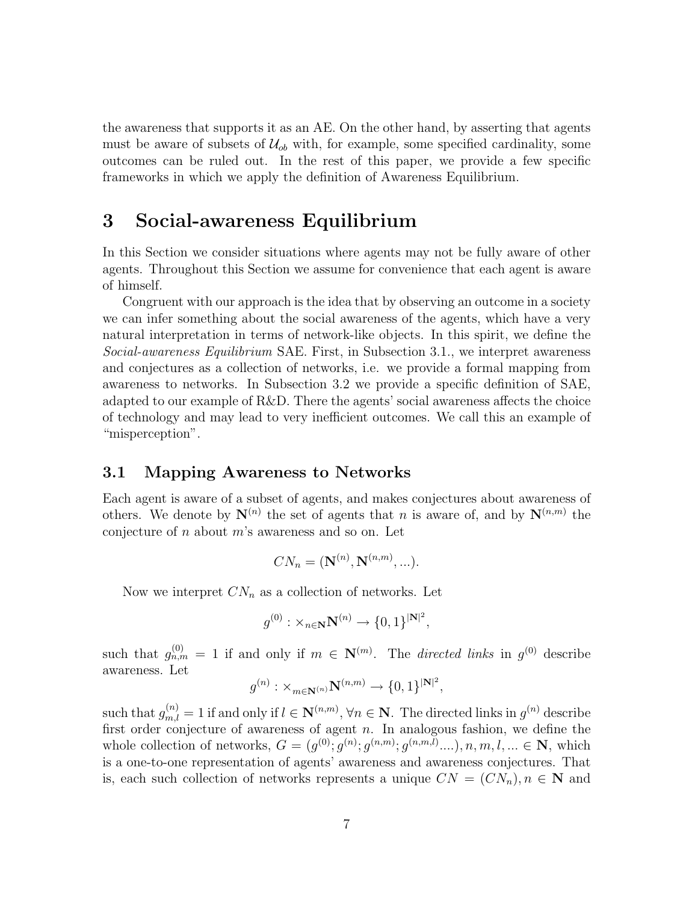the awareness that supports it as an AE. On the other hand, by asserting that agents must be aware of subsets of $\mathcal{U}_{ob}$ with, for example, some specified cardinality, some outcomes can be ruled out. In the rest of this paper, we provide a few specific frameworks in which we apply the definition of Awareness Equilibrium.

## 3 Social-awareness Equilibrium

In this Section we consider situations where agents may not be fully aware of other agents. Throughout this Section we assume for convenience that each agent is aware of himself.

Congruent with our approach is the idea that by observing an outcome in a society we can infer something about the social awareness of the agents, which have a very natural interpretation in terms of network-like objects. In this spirit, we define the *Social-awareness Equilibrium* SAE. First, in Subsection 3.1., we interpret awareness and conjectures as a collection of networks, i.e. we provide a formal mapping from awareness to networks. In Subsection 3.2 we provide a specific definition of SAE, adapted to our example of R&D. There the agents' social awareness affects the choice of technology and may lead to very inefficient outcomes. We call this an example of "misperception".

### 3.1 Mapping Awareness to Networks

Each agent is aware of a subset of agents, and makes conjectures about awareness of others. We denote by $\mathbf{N}^{(n)}$ the set of agents that $n$ is aware of, and by $\mathbf{N}^{(n,m)}$ the conjecture of $n$ about $m$'s awareness and so on. Let

$$CN_n = (\mathbf{N}^{(n)}, \mathbf{N}^{(n,m)}, ...).$$

Now we interpret $CN_n$ as a collection of networks. Let

$$g^{(0)} : \times_{n \in \mathbf{N}} \mathbf{N}^{(n)} \to \{0,1\}^{|\mathbf{N}|^2},$$

such that $g^{(0)}_{n,m} = 1$ if and only if $m \in \mathbf{N}^{(m)}$. The *directed links* in $g^{(0)}$ describe awareness. Let

$$g^{(n)} : \times_{m \in \mathbf{N}^{(n)}} \mathbf{N}^{(n,m)} \to \{0,1\}^{|\mathbf{N}|^2},$$

such that $g^{(n)}_{m,l} = 1$ if and only if $l \in \mathbf{N}^{(n,m)}, \forall n \in \mathbf{N}$. The directed links in $g^{(n)}$ describe first order conjecture of awareness of agent $n$. In analogous fashion, we define the whole collection of networks, $G = (g^{(0)}; g^{(n)}; g^{(n,m)}; g^{(n,m,l)}....), n, m, l, ... \in \mathbf{N}$, which is a one-to-one representation of agents' awareness and awareness conjectures. That is, each such collection of networks represents a unique $CN = (CN_n), n \in \mathbf{N}$ and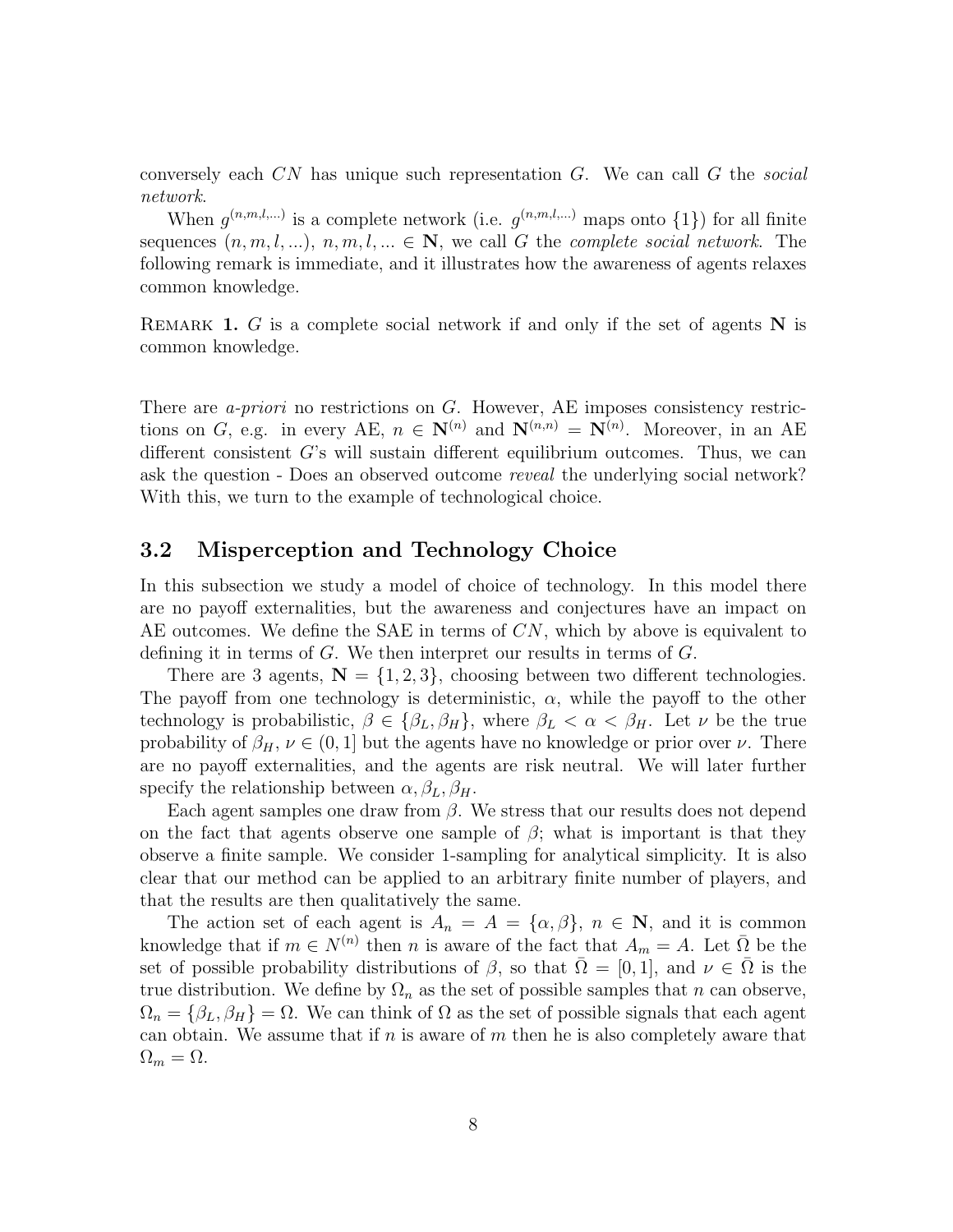conversely each $CN$ has unique such representation $G$. We can call $G$ the *social network*.

When $g^{(n,m,l,...)}$ is a complete network (i.e. $g^{(n,m,l,...)}$ maps onto $\{1\}$) for all finite sequences $(n, m, l, ...)$, $n, m, l, ... \in \mathbf{N}$, we call $G$ the *complete social network*. The following remark is immediate, and it illustrates how the awareness of agents relaxes common knowledge.

REMARK **1.** $G$ is a complete social network if and only if the set of agents $\mathbf{N}$ is common knowledge.

There are *a-priori* no restrictions on $G$. However, AE imposes consistency restrictions on $G$, e.g. in every AE, $n \in \mathbf{N}^{(n)}$ and $\mathbf{N}^{(n,n)} = \mathbf{N}^{(n)}$. Moreover, in an AE different consistent $G$'s will sustain different equilibrium outcomes. Thus, we can ask the question - Does an observed outcome *reveal* the underlying social network? With this, we turn to the example of technological choice.

## 3.2 Misperception and Technology Choice

In this subsection we study a model of choice of technology. In this model there are no payoff externalities, but the awareness and conjectures have an impact on AE outcomes. We define the SAE in terms of $CN$, which by above is equivalent to defining it in terms of $G$. We then interpret our results in terms of $G$.

There are 3 agents, $\mathbf{N} = \{1, 2, 3\}$, choosing between two different technologies. The payoff from one technology is deterministic, $\alpha$, while the payoff to the other technology is probabilistic, $\beta \in \{\beta_L, \beta_H\}$, where $\beta_L < \alpha < \beta_H$. Let $\nu$ be the true probability of $\beta_H$, $\nu \in (0, 1]$ but the agents have no knowledge or prior over $\nu$. There are no payoff externalities, and the agents are risk neutral. We will later further specify the relationship between $\alpha, \beta_L, \beta_H$.

Each agent samples one draw from $\beta$. We stress that our results does not depend on the fact that agents observe one sample of $\beta$; what is important is that they observe a finite sample. We consider 1-sampling for analytical simplicity. It is also clear that our method can be applied to an arbitrary finite number of players, and that the results are then qualitatively the same.

The action set of each agent is $A_n = A = \{\alpha, \beta\}$, $n \in \mathbf{N}$, and it is common knowledge that if $m \in N^{(n)}$ then $n$ is aware of the fact that $A_m = A$. Let $\bar{\Omega}$ be the set of possible probability distributions of $\beta$, so that $\bar{\Omega} = [0, 1]$, and $\nu \in \bar{\Omega}$ is the true distribution. We define by $\Omega_n$ as the set of possible samples that $n$ can observe, $\Omega_n = \{\beta_L, \beta_H\} = \Omega$. We can think of $\Omega$ as the set of possible signals that each agent can obtain. We assume that if $n$ is aware of $m$ then he is also completely aware that $\Omega_m = \Omega$.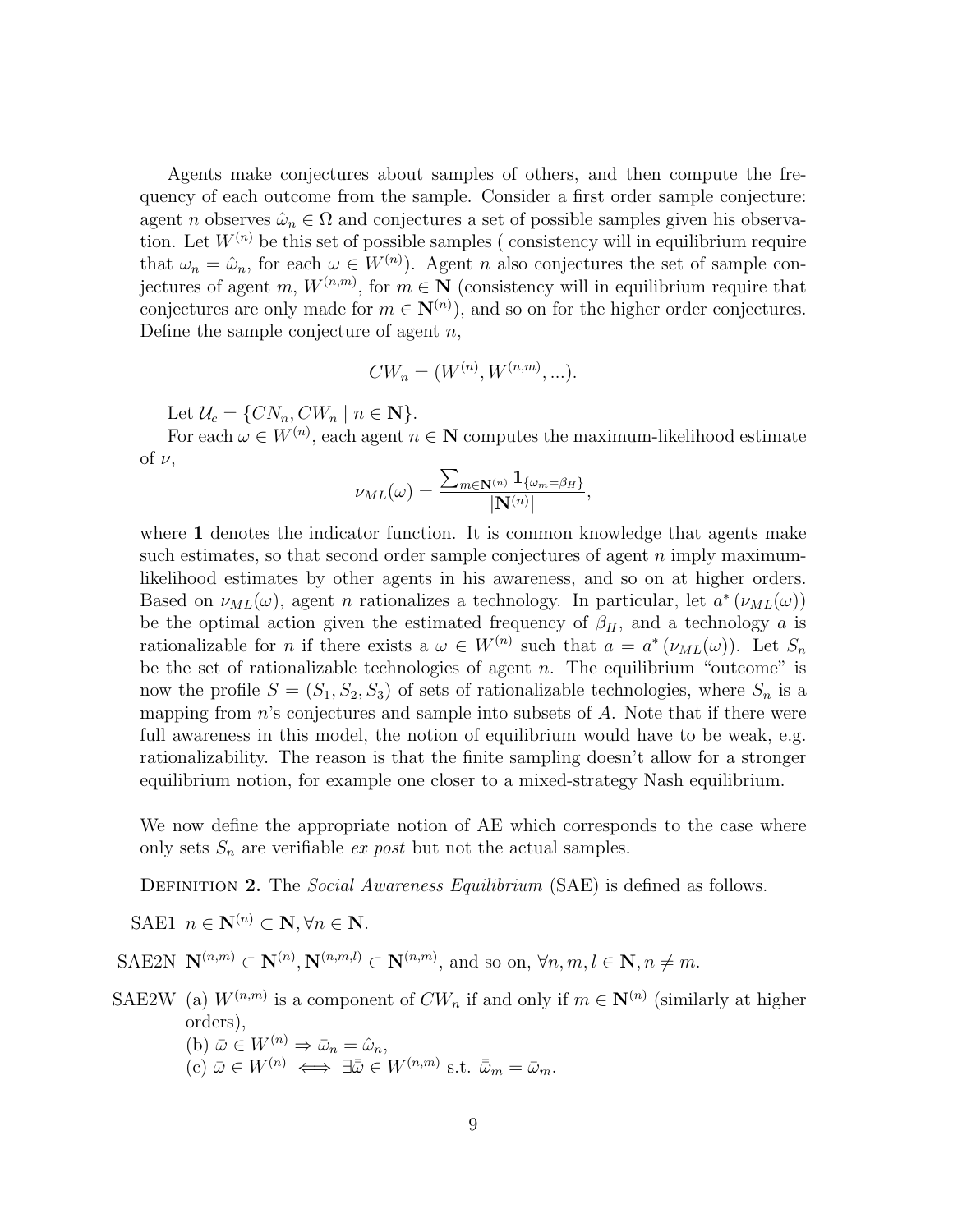Agents make conjectures about samples of others, and then compute the frequency of each outcome from the sample. Consider a first order sample conjecture: agent $n$ observes $\hat{\omega}_n \in \Omega$ and conjectures a set of possible samples given his observation. Let $W^{(n)}$ be this set of possible samples ( consistency will in equilibrium require that $\omega_n = \hat{\omega}_n$, for each $\omega \in W^{(n)}$). Agent $n$ also conjectures the set of sample conjectures of agent $m$, $W^{(n,m)}$, for $m \in \mathbf{N}$ (consistency will in equilibrium require that conjectures are only made for $m \in \mathbf{N}^{(n)}$), and so on for the higher order conjectures. Define the sample conjecture of agent $n$,

$$CW_n = (W^{(n)}, W^{(n,m)}, ...).$$

Let $\mathcal{U}_c = \{CN_n, CW_n \mid n \in \mathbf{N}\}$.

For each $\omega \in W^{(n)}$, each agent $n \in \mathbf{N}$ computes the maximum-likelihood estimate of $\nu$,

$$\nu_{ML}(\omega) = \frac{\sum_{m \in \mathbf{N}^{(n)}} \mathbf{1}_{\{\omega_m = \beta_H\}}}{|\mathbf{N}^{(n)}|},$$

where $\mathbf{1}$ denotes the indicator function. It is common knowledge that agents make such estimates, so that second order sample conjectures of agent $n$ imply maximum-likelihood estimates by other agents in his awareness, and so on at higher orders. Based on $\nu_{ML}(\omega)$, agent $n$ rationalizes a technology. In particular, let $a^*(\nu_{ML}(\omega))$ be the optimal action given the estimated frequency of $\beta_H$, and a technology $a$ is rationalizable for $n$ if there exists a $\omega \in W^{(n)}$ such that $a = a^*(\nu_{ML}(\omega))$. Let $S_n$ be the set of rationalizable technologies of agent $n$. The equilibrium "outcome" is now the profile $S = (S_1, S_2, S_3)$ of sets of rationalizable technologies, where $S_n$ is a mapping from $n$'s conjectures and sample into subsets of $A$. Note that if there were full awareness in this model, the notion of equilibrium would have to be weak, e.g. rationalizability. The reason is that the finite sampling doesn't allow for a stronger equilibrium notion, for example one closer to a mixed-strategy Nash equilibrium.

We now define the appropriate notion of AE which corresponds to the case where only sets $S_n$ are verifiable *ex post* but not the actual samples.

Definition 2. The *Social Awareness Equilibrium* (SAE) is defined as follows.

SAE1 $n \in \mathbf{N}^{(n)} \subset \mathbf{N}, \forall n \in \mathbf{N}$.

SAE2N $\mathbf{N}^{(n,m)} \subset \mathbf{N}^{(n)}, \mathbf{N}^{(n,m,l)} \subset \mathbf{N}^{(n,m)}$, and so on, $\forall n, m, l \in \mathbf{N}, n \neq m$.

SAE2W (a) $W^{(n,m)}$ is a component of $CW_n$ if and only if $m \in \mathbf{N}^{(n)}$ (similarly at higher orders),
(b) $\bar{\omega} \in W^{(n)} \Rightarrow \bar{\omega}_n = \hat{\omega}_n$,
(c) $\bar{\omega} \in W^{(n)} \iff \exists \bar{\bar{\omega}} \in W^{(n,m)}$ s.t. $\bar{\bar{\omega}}_m = \bar{\omega}_m$.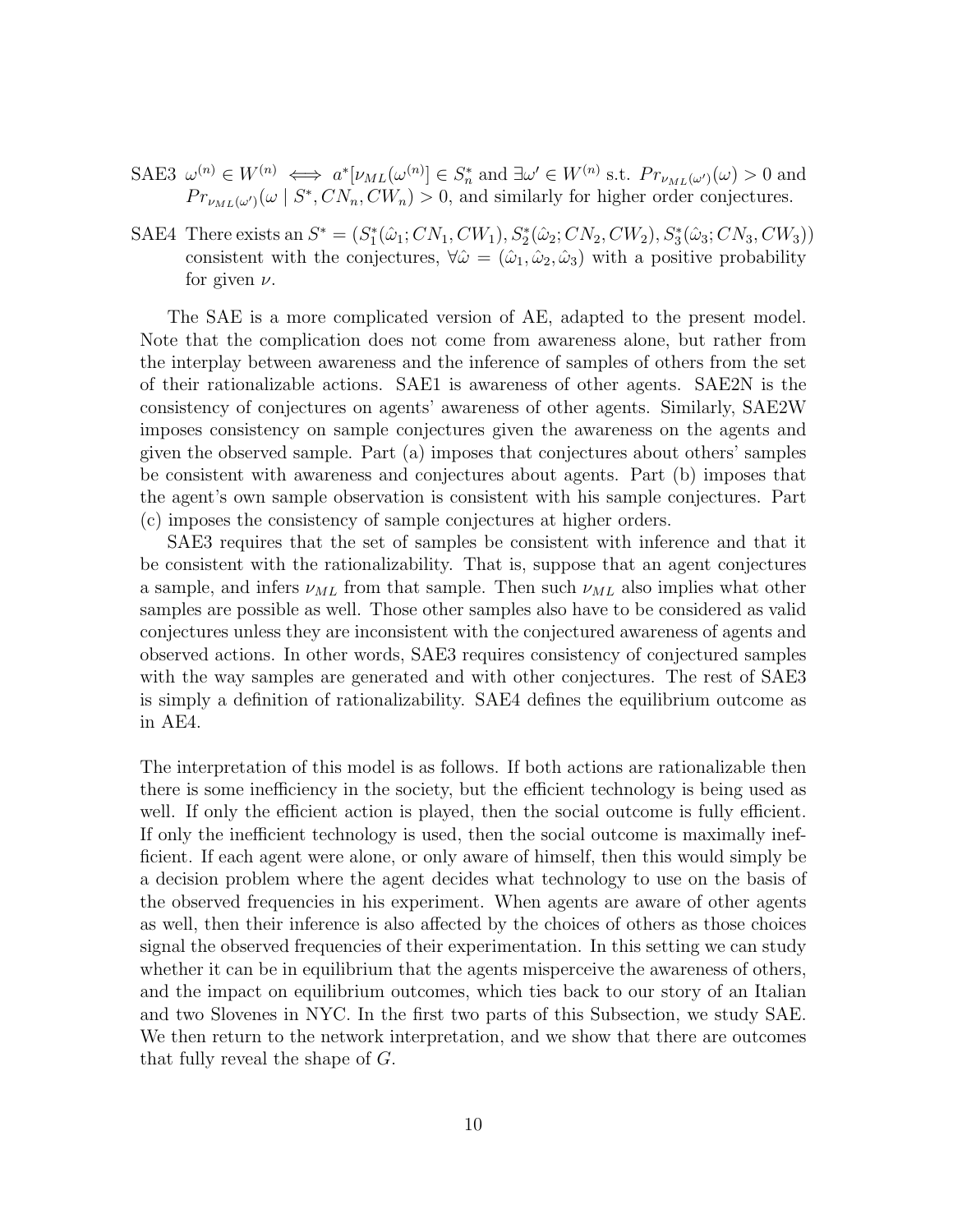SAE3 $\omega^{(n)} \in W^{(n)} \iff a^*[\nu_{ML}(\omega^{(n)}] \in S^*_n$ and $\exists \omega' \in W^{(n)}$ s.t. $Pr_{\nu_{ML}(\omega')}(\omega) > 0$ and $Pr_{\nu_{ML}(\omega')}(\omega \mid S^*, CN_n, CW_n) > 0$, and similarly for higher order conjectures.

SAE4 There exists an $S^* = (S^*_1(\hat{\omega}_1; CN_1, CW_1), S^*_2(\hat{\omega}_2; CN_2, CW_2), S^*_3(\hat{\omega}_3; CN_3, CW_3))$ consistent with the conjectures, $\forall \hat{\omega} = (\hat{\omega}_1, \hat{\omega}_2, \hat{\omega}_3)$ with a positive probability for given $\nu$.

The SAE is a more complicated version of AE, adapted to the present model. Note that the complication does not come from awareness alone, but rather from the interplay between awareness and the inference of samples of others from the set of their rationalizable actions. SAE1 is awareness of other agents. SAE2N is the consistency of conjectures on agents' awareness of other agents. Similarly, SAE2W imposes consistency on sample conjectures given the awareness on the agents and given the observed sample. Part (a) imposes that conjectures about others' samples be consistent with awareness and conjectures about agents. Part (b) imposes that the agent's own sample observation is consistent with his sample conjectures. Part (c) imposes the consistency of sample conjectures at higher orders.

SAE3 requires that the set of samples be consistent with inference and that it be consistent with the rationalizability. That is, suppose that an agent conjectures a sample, and infers $\nu_{ML}$ from that sample. Then such $\nu_{ML}$ also implies what other samples are possible as well. Those other samples also have to be considered as valid conjectures unless they are inconsistent with the conjectured awareness of agents and observed actions. In other words, SAE3 requires consistency of conjectured samples with the way samples are generated and with other conjectures. The rest of SAE3 is simply a definition of rationalizability. SAE4 defines the equilibrium outcome as in AE4.

The interpretation of this model is as follows. If both actions are rationalizable then there is some inefficiency in the society, but the efficient technology is being used as well. If only the efficient action is played, then the social outcome is fully efficient. If only the inefficient technology is used, then the social outcome is maximally inefficient. If each agent were alone, or only aware of himself, then this would simply be a decision problem where the agent decides what technology to use on the basis of the observed frequencies in his experiment. When agents are aware of other agents as well, then their inference is also affected by the choices of others as those choices signal the observed frequencies of their experimentation. In this setting we can study whether it can be in equilibrium that the agents misperceive the awareness of others, and the impact on equilibrium outcomes, which ties back to our story of an Italian and two Slovenes in NYC. In the first two parts of this Subsection, we study SAE. We then return to the network interpretation, and we show that there are outcomes that fully reveal the shape of $G$.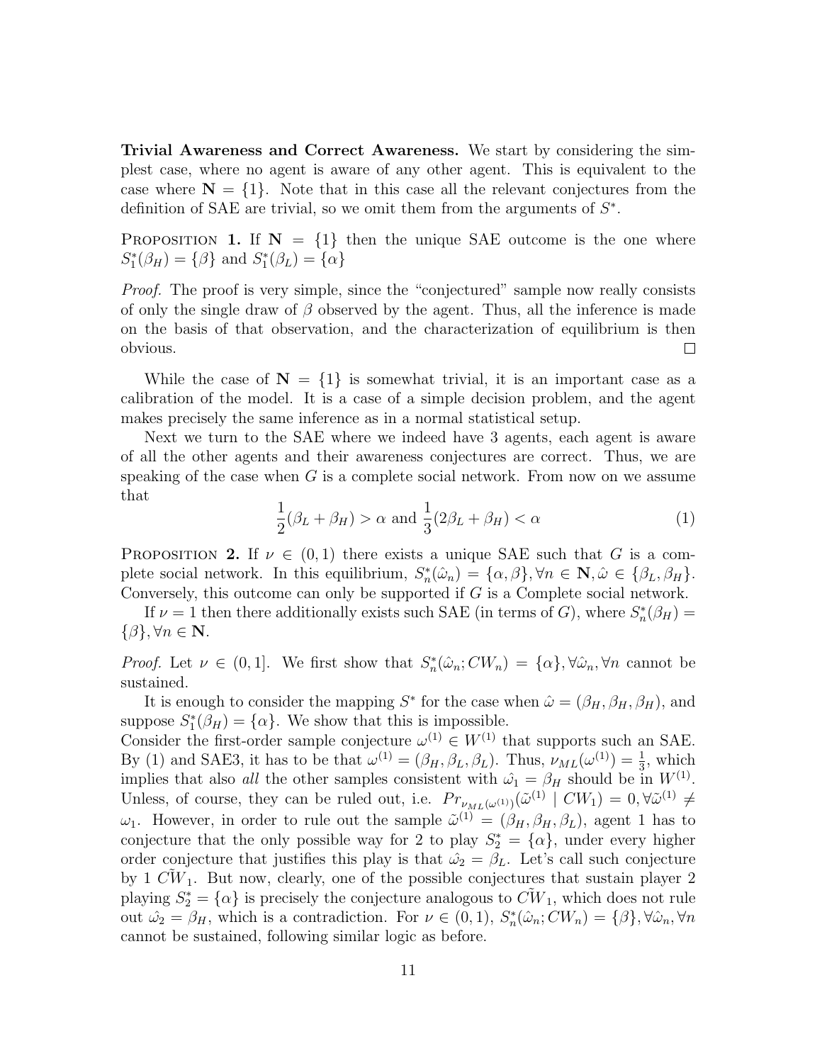**Trivial Awareness and Correct Awareness.** We start by considering the simplest case, where no agent is aware of any other agent. This is equivalent to the case where $\mathbf{N} = \{1\}$. Note that in this case all the relevant conjectures from the definition of SAE are trivial, so we omit them from the arguments of $S^*$.

**Proposition 1.** If $\mathbf{N} = \{1\}$ then the unique SAE outcome is the one where $S_1^*(\beta_H) = \{\beta\}$ and $S_1^*(\beta_L) = \{\alpha\}$

*Proof.* The proof is very simple, since the "conjectured" sample now really consists of only the single draw of $\beta$ observed by the agent. Thus, all the inference is made on the basis of that observation, and the characterization of equilibrium is then obvious. $\square$

While the case of $\mathbf{N} = \{1\}$ is somewhat trivial, it is an important case as a calibration of the model. It is a case of a simple decision problem, and the agent makes precisely the same inference as in a normal statistical setup.

Next we turn to the SAE where we indeed have 3 agents, each agent is aware of all the other agents and their awareness conjectures are correct. Thus, we are speaking of the case when $G$ is a complete social network. From now on we assume that

$$\frac{1}{2}(\beta_L + \beta_H) > \alpha \text{ and } \frac{1}{3}(2\beta_L + \beta_H) < \alpha \tag{1}$$

**Proposition 2.** If $\nu \in (0, 1)$ there exists a unique SAE such that $G$ is a complete social network. In this equilibrium, $S_n^*(\hat{\omega}_n) = \{\alpha, \beta\}, \forall n \in \mathbf{N}, \hat{\omega} \in \{\beta_L, \beta_H\}$. Conversely, this outcome can only be supported if $G$ is a Complete social network.

If $\nu = 1$ then there additionally exists such SAE (in terms of $G$), where $S_n^*(\beta_H) = \{\beta\}, \forall n \in \mathbf{N}$.

*Proof.* Let $\nu \in (0, 1]$. We first show that $S_n^*(\hat{\omega}_n; CW_n) = \{\alpha\}, \forall \hat{\omega}_n, \forall n$ cannot be sustained.

It is enough to consider the mapping $S^*$ for the case when $\hat{\omega} = (\beta_H, \beta_H, \beta_H)$, and suppose $S_1^*(\beta_H) = \{\alpha\}$. We show that this is impossible.

Consider the first-order sample conjecture $\omega^{(1)} \in W^{(1)}$ that supports such an SAE. By (1) and SAE3, it has to be that $\omega^{(1)} = (\beta_H, \beta_L, \beta_L)$. Thus, $\nu_{ML}(\omega^{(1)}) = \frac{1}{3}$, which implies that also *all* the other samples consistent with $\hat{\omega}_1 = \beta_H$ should be in $W^{(1)}$. Unless, of course, they can be ruled out, i.e. $Pr_{\nu_{ML}(\omega^{(1)})}(\tilde{\omega}^{(1)} \mid CW_1) = 0, \forall \tilde{\omega}^{(1)} \neq \omega_1$. However, in order to rule out the sample $\tilde{\omega}^{(1)} = (\beta_H, \beta_H, \beta_L)$, agent 1 has to conjecture that the only possible way for 2 to play $S_2^* = \{\alpha\}$, under every higher order conjecture that justifies this play is that $\hat{\omega}_2 = \beta_L$. Let's call such conjecture by 1 $\tilde{CW}_1$. But now, clearly, one of the possible conjectures that sustain player 2 playing $S_2^* = \{\alpha\}$ is precisely the conjecture analogous to $\tilde{CW}_1$, which does not rule out $\hat{\omega}_2 = \beta_H$, which is a contradiction. For $\nu \in (0, 1)$, $S_n^*(\hat{\omega}_n; CW_n) = \{\beta\}, \forall \hat{\omega}_n, \forall n$ cannot be sustained, following similar logic as before.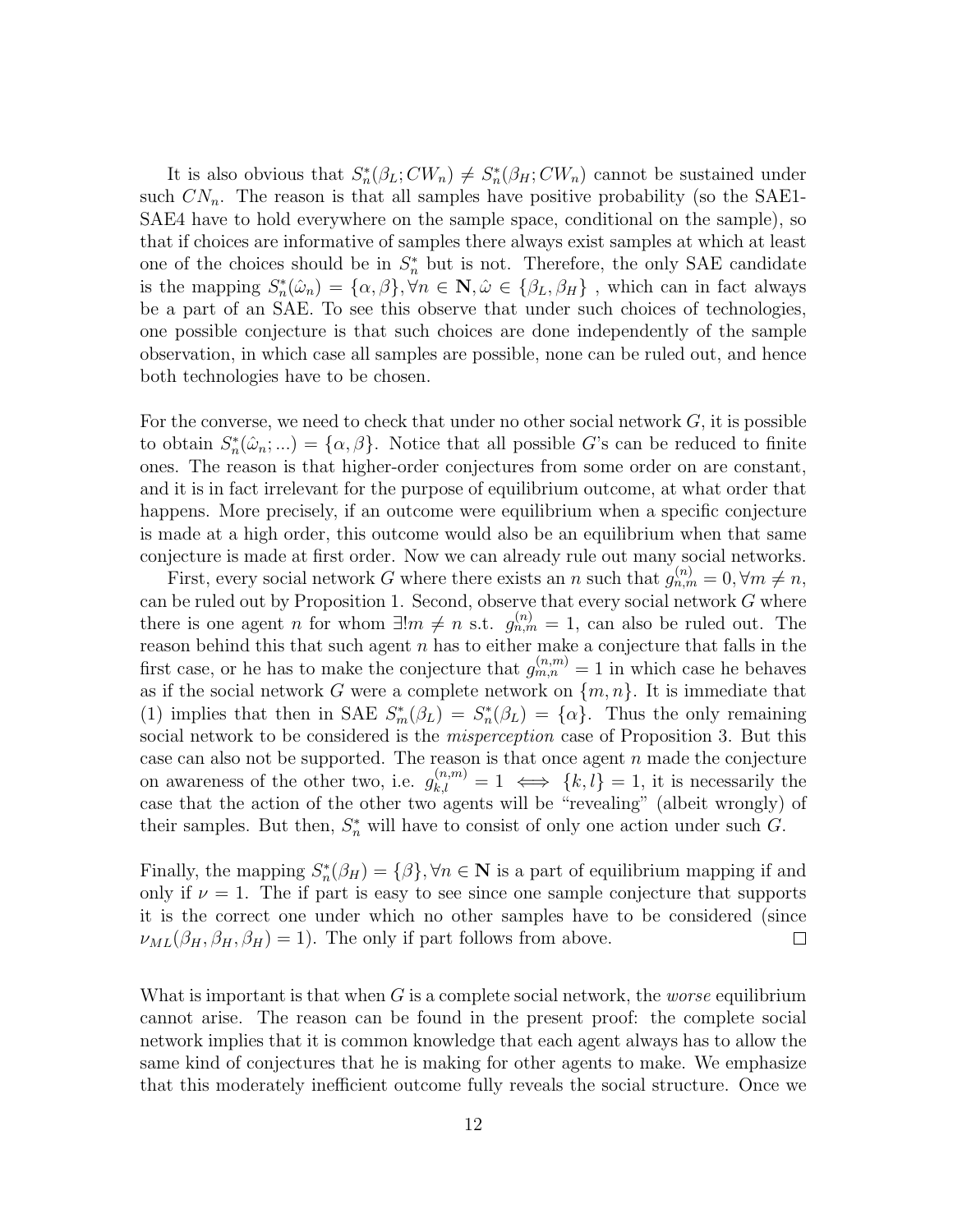It is also obvious that $S_n^*(\beta_L; CW_n) \neq S_n^*(\beta_H; CW_n)$ cannot be sustained under such $CN_n$. The reason is that all samples have positive probability (so the SAE1-SAE4 have to hold everywhere on the sample space, conditional on the sample), so that if choices are informative of samples there always exist samples at which at least one of the choices should be in $S_n^*$ but is not. Therefore, the only SAE candidate is the mapping $S_n^*(\hat{\omega}_n) = \{\alpha, \beta\}, \forall n \in \mathbf{N}, \hat{\omega} \in \{\beta_L, \beta_H\}$ , which can in fact always be a part of an SAE. To see this observe that under such choices of technologies, one possible conjecture is that such choices are done independently of the sample observation, in which case all samples are possible, none can be ruled out, and hence both technologies have to be chosen.

For the converse, we need to check that under no other social network $G$, it is possible to obtain $S_n^*(\hat{\omega}_n; ...) = \{\alpha, \beta\}$. Notice that all possible $G$'s can be reduced to finite ones. The reason is that higher-order conjectures from some order on are constant, and it is in fact irrelevant for the purpose of equilibrium outcome, at what order that happens. More precisely, if an outcome were equilibrium when a specific conjecture is made at a high order, this outcome would also be an equilibrium when that same conjecture is made at first order. Now we can already rule out many social networks.

First, every social network $G$ where there exists an $n$ such that $g_{n,m}^{(n)} = 0, \forall m \neq n$, can be ruled out by Proposition 1. Second, observe that every social network $G$ where there is one agent $n$ for whom $\exists! m \neq n$ s.t. $g_{n,m}^{(n)} = 1$, can also be ruled out. The reason behind this that such agent $n$ has to either make a conjecture that falls in the first case, or he has to make the conjecture that $g_{m,n}^{(n,m)} = 1$ in which case he behaves as if the social network $G$ were a complete network on $\{m, n\}$. It is immediate that (1) implies that then in SAE $S_m^*(\beta_L) = S_n^*(\beta_L) = \{\alpha\}$. Thus the only remaining social network to be considered is the *misperception* case of Proposition 3. But this case can also not be supported. The reason is that once agent $n$ made the conjecture on awareness of the other two, i.e. $g_{k,l}^{(n,m)} = 1 \iff \{k, l\} = 1$, it is necessarily the case that the action of the other two agents will be "revealing" (albeit wrongly) of their samples. But then, $S_n^*$ will have to consist of only one action under such $G$.

Finally, the mapping $S_n^*(\beta_H) = \{\beta\}, \forall n \in \mathbf{N}$ is a part of equilibrium mapping if and only if $\nu = 1$. The if part is easy to see since one sample conjecture that supports it is the correct one under which no other samples have to be considered (since $\nu_{ML}(\beta_H, \beta_H, \beta_H) = 1$). The only if part follows from above. $\square$

What is important is that when $G$ is a complete social network, the *worse* equilibrium cannot arise. The reason can be found in the present proof: the complete social network implies that it is common knowledge that each agent always has to allow the same kind of conjectures that he is making for other agents to make. We emphasize that this moderately inefficient outcome fully reveals the social structure. Once we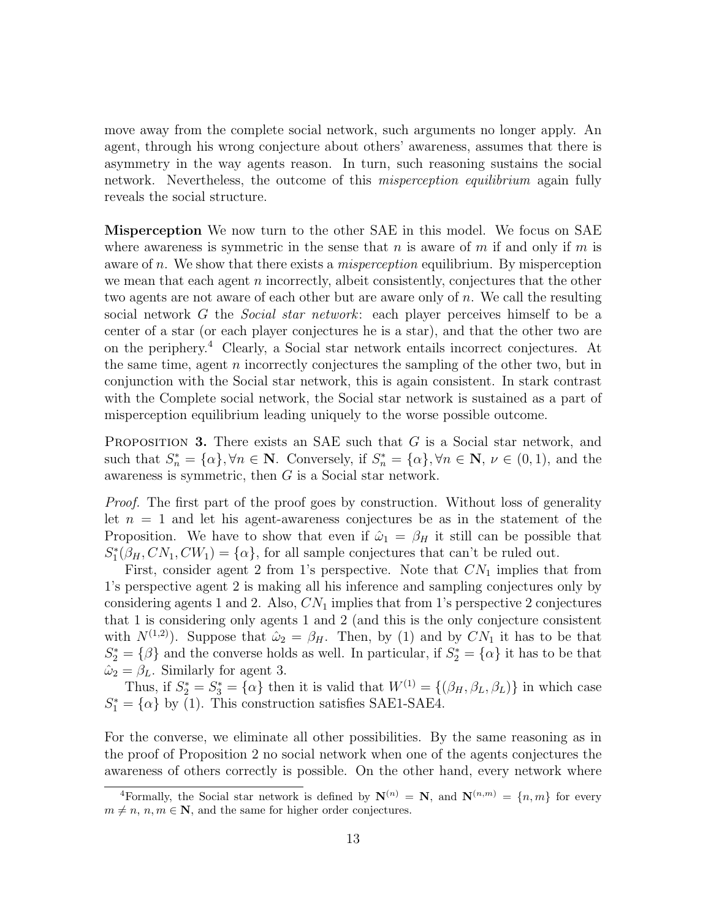move away from the complete social network, such arguments no longer apply. An agent, through his wrong conjecture about others' awareness, assumes that there is asymmetry in the way agents reason. In turn, such reasoning sustains the social network. Nevertheless, the outcome of this *misperception equilibrium* again fully reveals the social structure.

**Misperception** We now turn to the other SAE in this model. We focus on SAE where awareness is symmetric in the sense that $n$ is aware of $m$ if and only if $m$ is aware of $n$. We show that there exists a *misperception* equilibrium. By misperception we mean that each agent $n$ incorrectly, albeit consistently, conjectures that the other two agents are not aware of each other but are aware only of $n$. We call the resulting social network $G$ the *Social star network*: each player perceives himself to be a center of a star (or each player conjectures he is a star), and that the other two are on the periphery.[4] Clearly, a Social star network entails incorrect conjectures. At the same time, agent $n$ incorrectly conjectures the sampling of the other two, but in conjunction with the Social star network, this is again consistent. In stark contrast with the Complete social network, the Social star network is sustained as a part of misperception equilibrium leading uniquely to the worse possible outcome.

Proposition **3.** There exists an SAE such that $G$ is a Social star network, and such that $S_n^* = \{\alpha\}, \forall n \in \mathbf{N}$. Conversely, if $S_n^* = \{\alpha\}, \forall n \in \mathbf{N}$, $\nu \in (0,1)$, and the awareness is symmetric, then $G$ is a Social star network.

*Proof.* The first part of the proof goes by construction. Without loss of generality let $n = 1$ and let his agent-awareness conjectures be as in the statement of the Proposition. We have to show that even if $\hat{\omega}_1 = \beta_H$ it still can be possible that $S_1^*(\beta_H, CN_1, CW_1) = \{\alpha\}$, for all sample conjectures that can't be ruled out.

First, consider agent 2 from 1's perspective. Note that $CN_1$ implies that from 1's perspective agent 2 is making all his inference and sampling conjectures only by considering agents 1 and 2. Also, $CN_1$ implies that from 1's perspective 2 conjectures that 1 is considering only agents 1 and 2 (and this is the only conjecture consistent with $N^{(1,2)}$). Suppose that $\hat{\omega}_2 = \beta_H$. Then, by (1) and by $CN_1$ it has to be that $S_2^* = \{\beta\}$ and the converse holds as well. In particular, if $S_2^* = \{\alpha\}$ it has to be that $\hat{\omega}_2 = \beta_L$. Similarly for agent 3.

Thus, if $S_2^* = S_3^* = \{\alpha\}$ then it is valid that $W^{(1)} = \{(\beta_H, \beta_L, \beta_L)\}$ in which case $S_1^* = \{\alpha\}$ by (1). This construction satisfies SAE1-SAE4.

For the converse, we eliminate all other possibilities. By the same reasoning as in the proof of Proposition 2 no social network when one of the agents conjectures the awareness of others correctly is possible. On the other hand, every network where

[4] Formally, the Social star network is defined by $\mathbf{N}^{(n)} = \mathbf{N}$, and $\mathbf{N}^{(n,m)} = \{n, m\}$ for every $m \neq n$, $n, m \in \mathbf{N}$, and the same for higher order conjectures.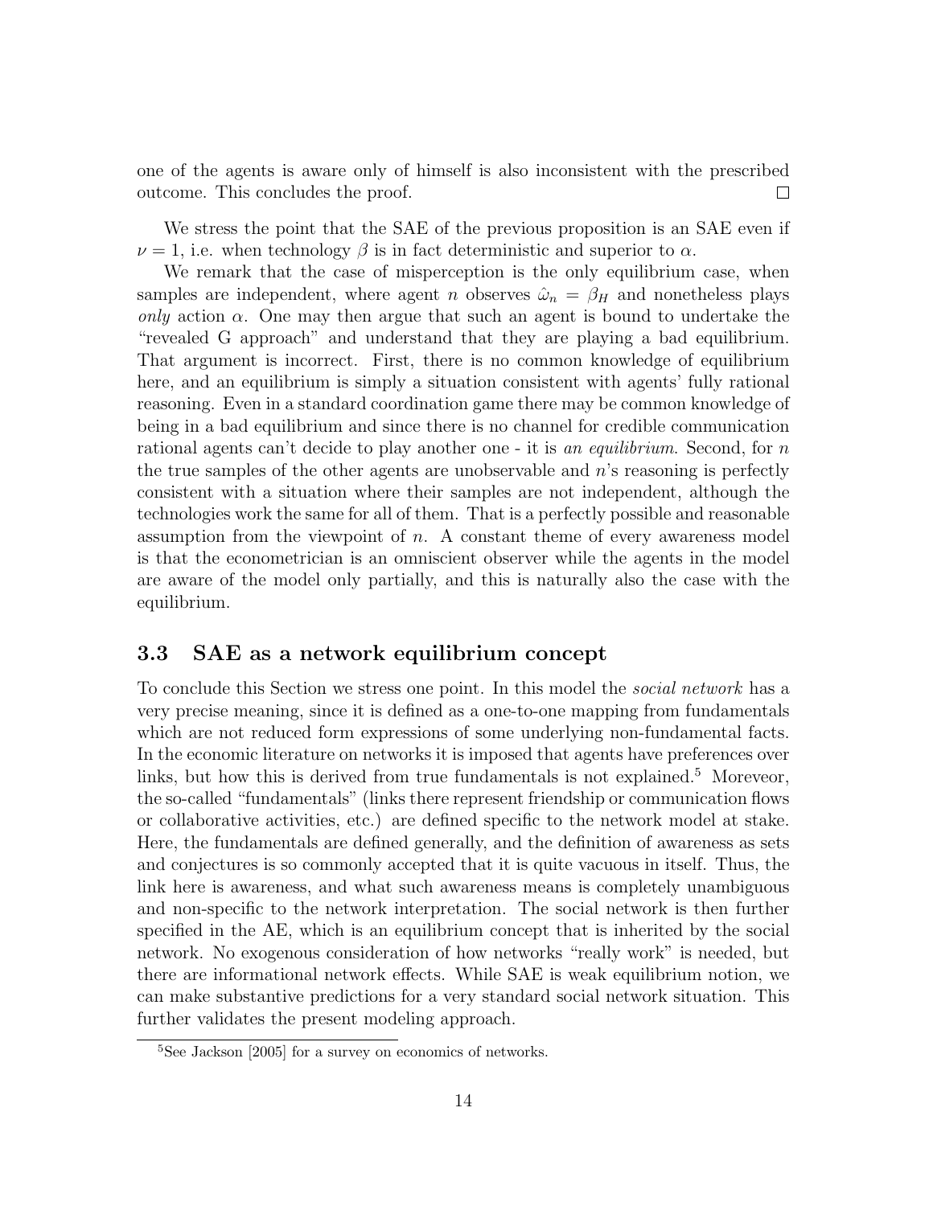one of the agents is aware only of himself is also inconsistent with the prescribed outcome. This concludes the proof. □

We stress the point that the SAE of the previous proposition is an SAE even if $\nu = 1$, i.e. when technology $\beta$ is in fact deterministic and superior to $\alpha$.

We remark that the case of misperception is the only equilibrium case, when samples are independent, where agent $n$ observes $\hat{\omega}_n = \beta_H$ and nonetheless plays *only* action $\alpha$. One may then argue that such an agent is bound to undertake the "revealed G approach" and understand that they are playing a bad equilibrium. That argument is incorrect. First, there is no common knowledge of equilibrium here, and an equilibrium is simply a situation consistent with agents' fully rational reasoning. Even in a standard coordination game there may be common knowledge of being in a bad equilibrium and since there is no channel for credible communication rational agents can't decide to play another one - it is *an equilibrium*. Second, for $n$ the true samples of the other agents are unobservable and $n$'s reasoning is perfectly consistent with a situation where their samples are not independent, although the technologies work the same for all of them. That is a perfectly possible and reasonable assumption from the viewpoint of $n$. A constant theme of every awareness model is that the econometrician is an omniscient observer while the agents in the model are aware of the model only partially, and this is naturally also the case with the equilibrium.

### 3.3 SAE as a network equilibrium concept

To conclude this Section we stress one point. In this model the *social network* has a very precise meaning, since it is defined as a one-to-one mapping from fundamentals which are not reduced form expressions of some underlying non-fundamental facts. In the economic literature on networks it is imposed that agents have preferences over links, but how this is derived from true fundamentals is not explained.[5] Moreveor, the so-called "fundamentals" (links there represent friendship or communication flows or collaborative activities, etc.) are defined specific to the network model at stake. Here, the fundamentals are defined generally, and the definition of awareness as sets and conjectures is so commonly accepted that it is quite vacuous in itself. Thus, the link here is awareness, and what such awareness means is completely unambiguous and non-specific to the network interpretation. The social network is then further specified in the AE, which is an equilibrium concept that is inherited by the social network. No exogenous consideration of how networks "really work" is needed, but there are informational network effects. While SAE is weak equilibrium notion, we can make substantive predictions for a very standard social network situation. This further validates the present modeling approach.

[5] See Jackson [2005] for a survey on economics of networks.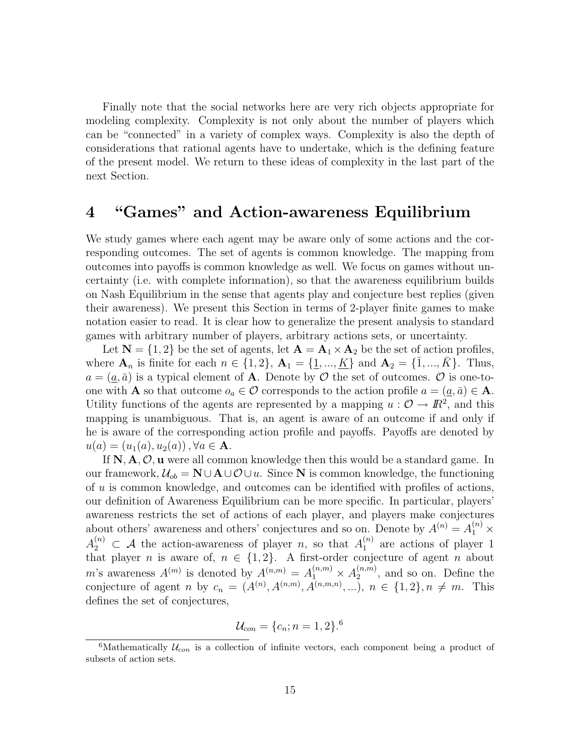Finally note that the social networks here are very rich objects appropriate for modeling complexity. Complexity is not only about the number of players which can be "connected" in a variety of complex ways. Complexity is also the depth of considerations that rational agents have to undertake, which is the defining feature of the present model. We return to these ideas of complexity in the last part of the next Section.

# 4 "Games" and Action-awareness Equilibrium

We study games where each agent may be aware only of some actions and the corresponding outcomes. The set of agents is common knowledge. The mapping from outcomes into payoffs is common knowledge as well. We focus on games without uncertainty (i.e. with complete information), so that the awareness equilibrium builds on Nash Equilibrium in the sense that agents play and conjecture best replies (given their awareness). We present this Section in terms of 2-player finite games to make notation easier to read. It is clear how to generalize the present analysis to standard games with arbitrary number of players, arbitrary actions sets, or uncertainty.

Let $\mathbf{N} = \{1, 2\}$ be the set of agents, let $\mathbf{A} = \mathbf{A}_1 \times \mathbf{A}_2$ be the set of action profiles, where $\mathbf{A}_n$ is finite for each $n \in \{1, 2\}$, $\mathbf{A}_1 = \{\underline{1}, ..., \underline{K}\}$ and $\mathbf{A}_2 = \{\bar{1}, ..., \bar{K}\}$. Thus, $a = (\underline{a}, \bar{a})$ is a typical element of $\mathbf{A}$. Denote by $\mathcal{O}$ the set of outcomes. $\mathcal{O}$ is one-to-one with $\mathbf{A}$ so that outcome $o_a \in \mathcal{O}$ corresponds to the action profile $a = (\underline{a}, \bar{a}) \in \mathbf{A}$. Utility functions of the agents are represented by a mapping $u : \mathcal{O} \to I\!R^2$, and this mapping is unambiguous. That is, an agent is aware of an outcome if and only if he is aware of the corresponding action profile and payoffs. Payoffs are denoted by $u(a) = (u_1(a), u_2(a)), \forall a \in \mathbf{A}$.

If $\mathbf{N}, \mathbf{A}, \mathcal{O}, \mathbf{u}$ were all common knowledge then this would be a standard game. In our framework, $\mathcal{U}_{ob} = \mathbf{N} \cup \mathbf{A} \cup \mathcal{O} \cup u$. Since $\mathbf{N}$ is common knowledge, the functioning of $u$ is common knowledge, and outcomes can be identified with profiles of actions, our definition of Awareness Equilibrium can be more specific. In particular, players' awareness restricts the set of actions of each player, and players make conjectures about others' awareness and others' conjectures and so on. Denote by $A^{(n)} = A_1^{(n)} \times A_2^{(n)} \subset \mathcal{A}$ the action-awareness of player $n$, so that $A_1^{(n)}$ are actions of player 1 that player $n$ is aware of, $n \in \{1, 2\}$. A first-order conjecture of agent $n$ about $m$'s awareness $A^{(m)}$ is denoted by $A^{(n,m)} = A_1^{(n,m)} \times A_2^{(n,m)}$, and so on. Define the conjecture of agent $n$ by $c_n = (A^{(n)}, A^{(n,m)}, A^{(n,m,n)}, ...)$, $n \in \{1, 2\}, n \neq m$. This defines the set of conjectures,

$$\mathcal{U}_{con} = \{c_n; n = 1, 2\}.^{6}$$

[6] Mathematically $\mathcal{U}_{con}$ is a collection of infinite vectors, each component being a product of subsets of action sets.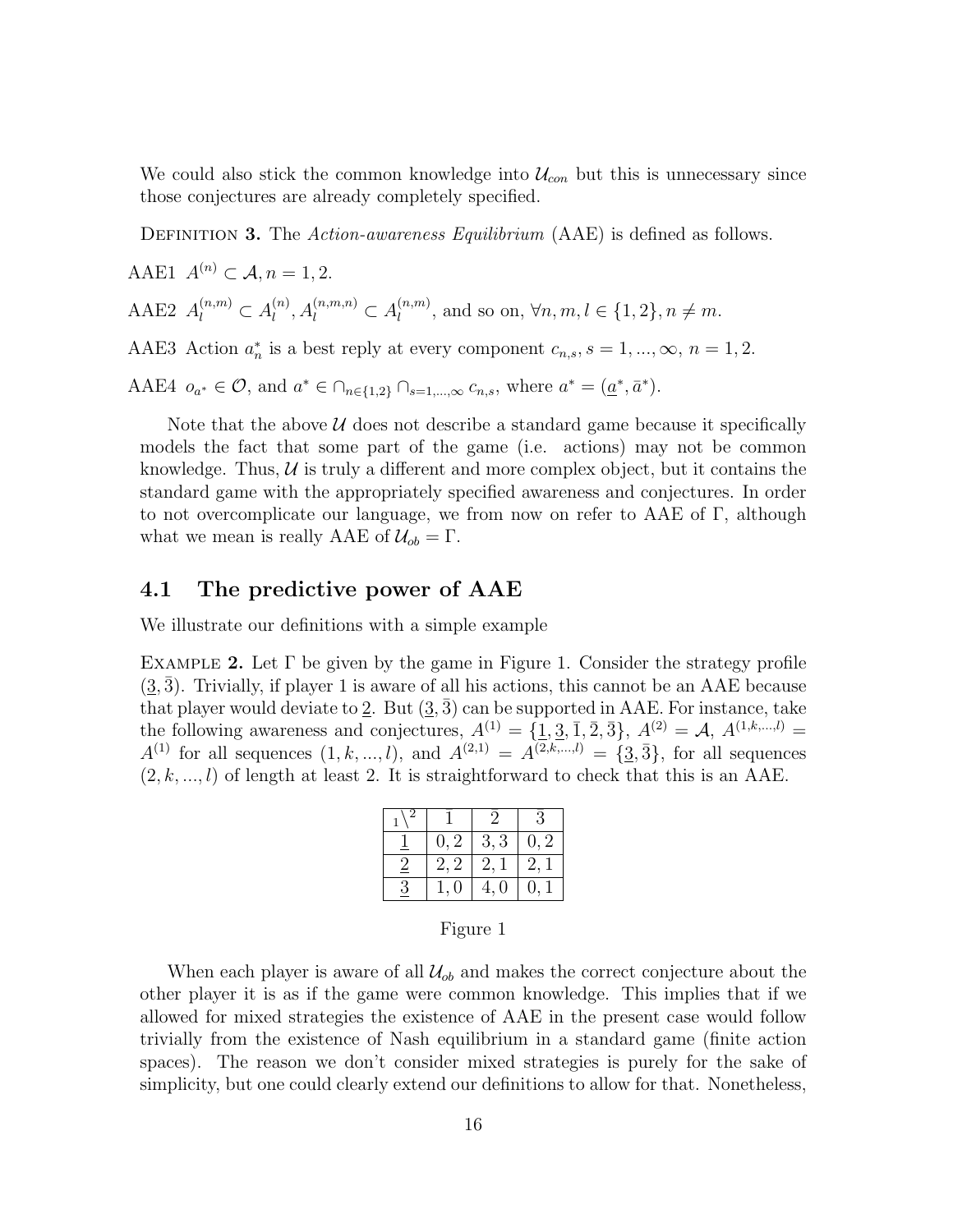We could also stick the common knowledge into $\mathcal{U}_{con}$ but this is unnecessary since those conjectures are already completely specified.

Definition **3.** The *Action-awareness Equilibrium* (AAE) is defined as follows.

AAE1 $A^{(n)} \subset \mathcal{A}, n = 1, 2.$

AAE2 $A_l^{(n,m)} \subset A_l^{(n)}, A_l^{(n,m,n)} \subset A_l^{(n,m)}$, and so on, $\forall n, m, l \in \{1, 2\}, n \neq m$.

AAE3 Action $a_n^*$ is a best reply at every component $c_{n,s}$, $s = 1, ..., \infty$, $n = 1, 2$.

AAE4 $o_{a^*} \in \mathcal{O}$, and $a^* \in \cap_{n \in \{1,2\}} \cap_{s=1,...,\infty} c_{n,s}$, where $a^* = (\underline{a}^*, \bar{a}^*)$.

Note that the above $\mathcal{U}$ does not describe a standard game because it specifically models the fact that some part of the game (i.e. actions) may not be common knowledge. Thus, $\mathcal{U}$ is truly a different and more complex object, but it contains the standard game with the appropriately specified awareness and conjectures. In order to not overcomplicate our language, we from now on refer to AAE of $\Gamma$, although what we mean is really AAE of $\mathcal{U}_{ob} = \Gamma$.

## 4.1 The predictive power of AAE

We illustrate our definitions with a simple example

Example **2.** Let $\Gamma$ be given by the game in Figure 1. Consider the strategy profile $(\underline{3}, \bar{3})$. Trivially, if player 1 is aware of all his actions, this cannot be an AAE because that player would deviate to $\underline{2}$. But $(\underline{3}, \bar{3})$ can be supported in AAE. For instance, take the following awareness and conjectures, $A^{(1)} = \{\underline{1}, \underline{3}, \bar{1}, \bar{2}, \bar{3}\}$, $A^{(2)} = \mathcal{A}$, $A^{(1,k,...,l)} = A^{(1)}$ for all sequences $(1, k, ..., l)$, and $A^{(2,1)} = A^{(2,k,...,l)} = \{\underline{3}, \bar{3}\}$, for all sequences $(2, k, ..., l)$ of length at least 2. It is straightforward to check that this is an AAE.

| $_1\backslash^2$ | $\bar{1}$ | $\bar{2}$ | $\bar{3}$ |
|---|---|---|---|
| $\underline{1}$ | 0, 2 | 3, 3 | 0, 2 |
| $\underline{2}$ | 2, 2 | 2, 1 | 2, 1 |
| $\underline{3}$ | 1, 0 | 4, 0 | 0, 1 |

Figure 1

When each player is aware of all $\mathcal{U}_{ob}$ and makes the correct conjecture about the other player it is as if the game were common knowledge. This implies that if we allowed for mixed strategies the existence of AAE in the present case would follow trivially from the existence of Nash equilibrium in a standard game (finite action spaces). The reason we don't consider mixed strategies is purely for the sake of simplicity, but one could clearly extend our definitions to allow for that. Nonetheless,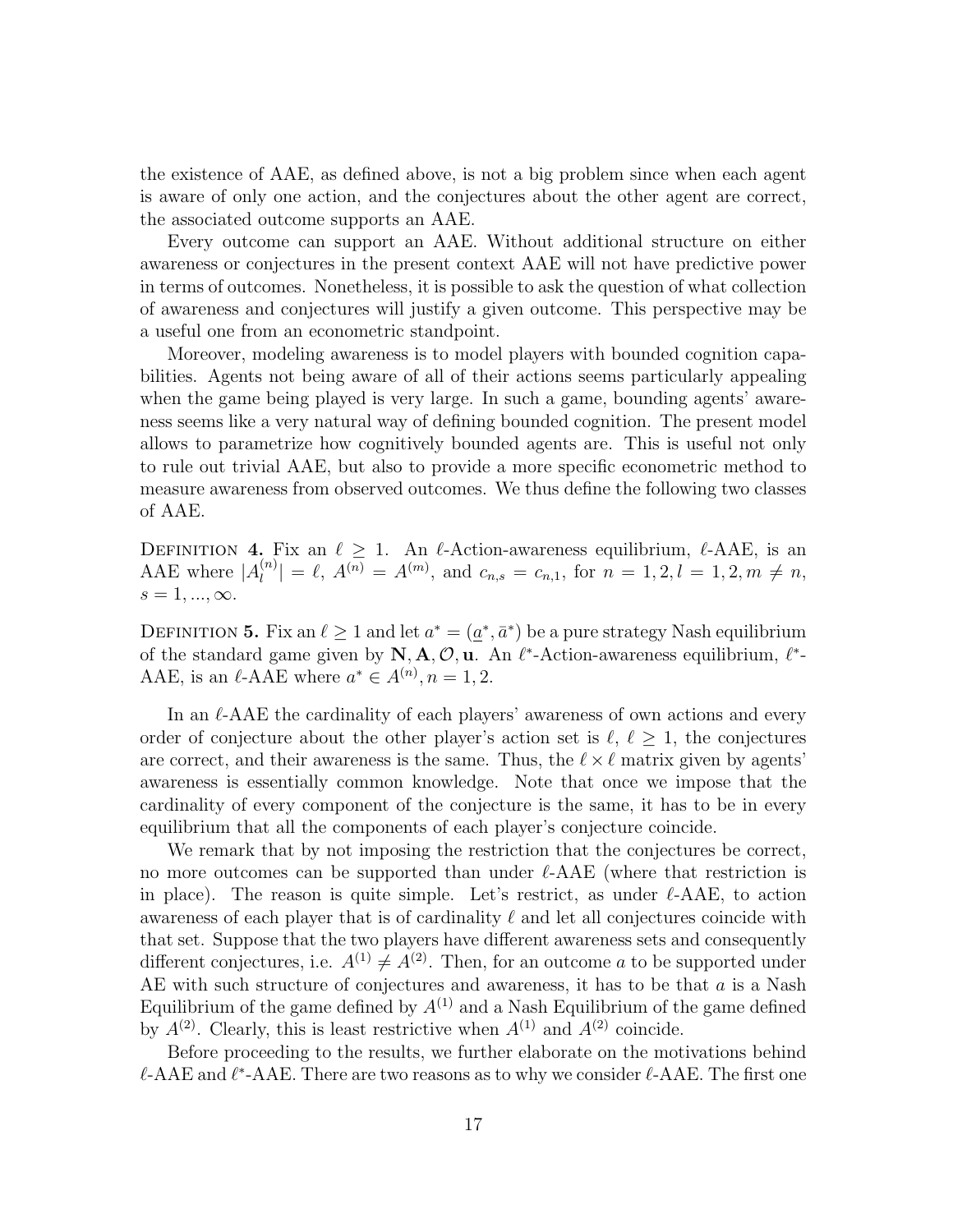the existence of AAE, as defined above, is not a big problem since when each agent is aware of only one action, and the conjectures about the other agent are correct, the associated outcome supports an AAE.

Every outcome can support an AAE. Without additional structure on either awareness or conjectures in the present context AAE will not have predictive power in terms of outcomes. Nonetheless, it is possible to ask the question of what collection of awareness and conjectures will justify a given outcome. This perspective may be a useful one from an econometric standpoint.

Moreover, modeling awareness is to model players with bounded cognition capabilities. Agents not being aware of all of their actions seems particularly appealing when the game being played is very large. In such a game, bounding agents' awareness seems like a very natural way of defining bounded cognition. The present model allows to parametrize how cognitively bounded agents are. This is useful not only to rule out trivial AAE, but also to provide a more specific econometric method to measure awareness from observed outcomes. We thus define the following two classes of AAE.

Definition **4.** Fix an $\ell \geq 1$. An $\ell$-Action-awareness equilibrium, $\ell$-AAE, is an AAE where $|A_l^{(n)}| = \ell$, $A^{(n)} = A^{(m)}$, and $c_{n,s} = c_{n,1}$, for $n = 1, 2, l = 1, 2, m \neq n$, $s = 1, ..., \infty$.

Definition **5.** Fix an $\ell \geq 1$ and let $a^* = (\underline{a}^*, \bar{a}^*)$ be a pure strategy Nash equilibrium of the standard game given by $\mathbf{N}, \mathbf{A}, \mathcal{O}, \mathbf{u}$. An $\ell^*$-Action-awareness equilibrium, $\ell^*$-AAE, is an $\ell$-AAE where $a^* \in A^{(n)}, n = 1, 2$.

In an $\ell$-AAE the cardinality of each players' awareness of own actions and every order of conjecture about the other player's action set is $\ell$, $\ell \geq 1$, the conjectures are correct, and their awareness is the same. Thus, the $\ell \times \ell$ matrix given by agents' awareness is essentially common knowledge. Note that once we impose that the cardinality of every component of the conjecture is the same, it has to be in every equilibrium that all the components of each player's conjecture coincide.

We remark that by not imposing the restriction that the conjectures be correct, no more outcomes can be supported than under $\ell$-AAE (where that restriction is in place). The reason is quite simple. Let's restrict, as under $\ell$-AAE, to action awareness of each player that is of cardinality $\ell$ and let all conjectures coincide with that set. Suppose that the two players have different awareness sets and consequently different conjectures, i.e. $A^{(1)} \neq A^{(2)}$. Then, for an outcome $a$ to be supported under AE with such structure of conjectures and awareness, it has to be that $a$ is a Nash Equilibrium of the game defined by $A^{(1)}$ and a Nash Equilibrium of the game defined by $A^{(2)}$. Clearly, this is least restrictive when $A^{(1)}$ and $A^{(2)}$ coincide.

Before proceeding to the results, we further elaborate on the motivations behind $\ell$-AAE and $\ell^*$-AAE. There are two reasons as to why we consider $\ell$-AAE. The first one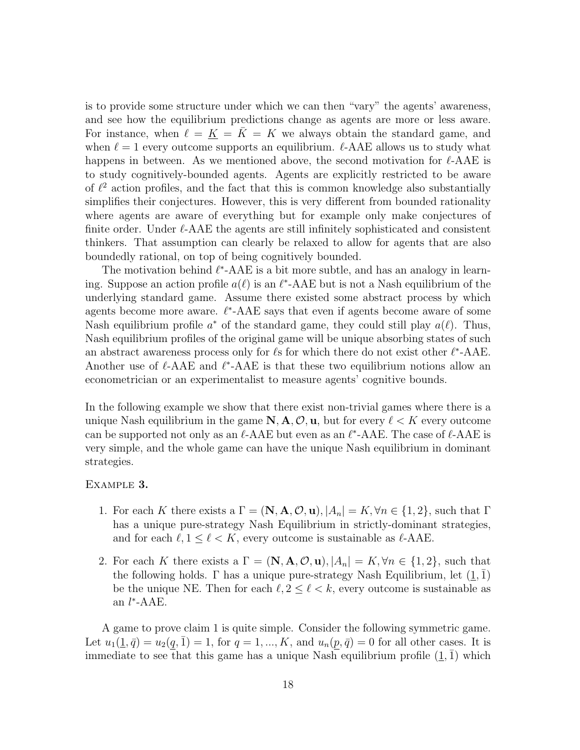is to provide some structure under which we can then "vary" the agents' awareness, and see how the equilibrium predictions change as agents are more or less aware. For instance, when $\ell = \underline{K} = \bar{K} = K$ we always obtain the standard game, and when $\ell = 1$ every outcome supports an equilibrium. $\ell$-AAE allows us to study what happens in between. As we mentioned above, the second motivation for $\ell$-AAE is to study cognitively-bounded agents. Agents are explicitly restricted to be aware of $\ell^2$ action profiles, and the fact that this is common knowledge also substantially simplifies their conjectures. However, this is very different from bounded rationality where agents are aware of everything but for example only make conjectures of finite order. Under $\ell$-AAE the agents are still infinitely sophisticated and consistent thinkers. That assumption can clearly be relaxed to allow for agents that are also boundedly rational, on top of being cognitively bounded.

The motivation behind $\ell^*$-AAE is a bit more subtle, and has an analogy in learning. Suppose an action profile $a(\ell)$ is an $\ell^*$-AAE but is not a Nash equilibrium of the underlying standard game. Assume there existed some abstract process by which agents become more aware. $\ell^*$-AAE says that even if agents become aware of some Nash equilibrium profile $a^*$ of the standard game, they could still play $a(\ell)$. Thus, Nash equilibrium profiles of the original game will be unique absorbing states of such an abstract awareness process only for $\ell$s for which there do not exist other $\ell^*$-AAE. Another use of $\ell$-AAE and $\ell^*$-AAE is that these two equilibrium notions allow an econometrician or an experimentalist to measure agents' cognitive bounds.

In the following example we show that there exist non-trivial games where there is a unique Nash equilibrium in the game $\mathbf{N}, \mathbf{A}, \mathcal{O}, \mathbf{u}$, but for every $\ell < K$ every outcome can be supported not only as an $\ell$-AAE but even as an $\ell^*$-AAE. The case of $\ell$-AAE is very simple, and the whole game can have the unique Nash equilibrium in dominant strategies.

Example **3.**

1. For each $K$ there exists a $\Gamma = (\mathbf{N}, \mathbf{A}, \mathcal{O}, \mathbf{u}), |A_n| = K, \forall n \in \{1, 2\}$, such that $\Gamma$ has a unique pure-strategy Nash Equilibrium in strictly-dominant strategies, and for each $\ell, 1 \leq \ell < K$, every outcome is sustainable as $\ell$-AAE.
2. For each $K$ there exists a $\Gamma = (\mathbf{N}, \mathbf{A}, \mathcal{O}, \mathbf{u}), |A_n| = K, \forall n \in \{1, 2\}$, such that the following holds. $\Gamma$ has a unique pure-strategy Nash Equilibrium, let $(\underline{1}, \bar{1})$ be the unique NE. Then for each $\ell, 2 \leq \ell < k$, every outcome is sustainable as an $l^*$-AAE.

A game to prove claim 1 is quite simple. Consider the following symmetric game. Let $u_1(\underline{1}, \bar{q}) = u_2(\underline{q}, \bar{1}) = 1$, for $q = 1, ..., K$, and $u_n(\underline{p}, \bar{q}) = 0$ for all other cases. It is immediate to see that this game has a unique Nash equilibrium profile $(\underline{1}, \bar{1})$ which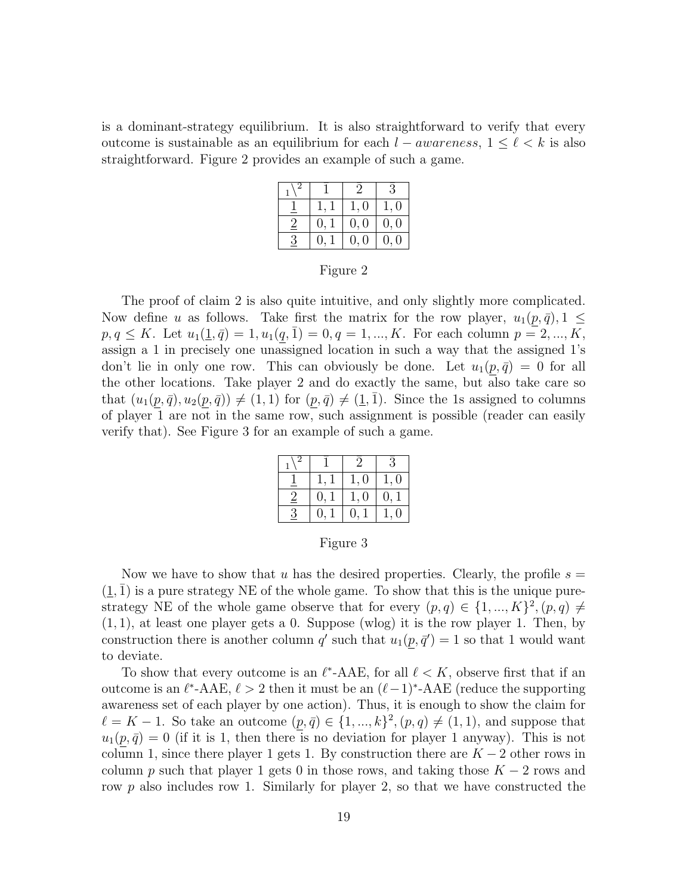is a dominant-strategy equilibrium. It is also straightforward to verify that every outcome is sustainable as an equilibrium for each $l-awareness$, $1 \leq \ell < k$ is also straightforward. Figure 2 provides an example of such a game.

| $_1\backslash^2$ | $\bar{1}$ | $\bar{2}$ | $\bar{3}$ |
|---|---|---|---|
| $\underline{1}$ | $1,1$ | $1,0$ | $1,0$ |
| $\underline{2}$ | $0,1$ | $0,0$ | $0,0$ |
| $\underline{3}$ | $0,1$ | $0,0$ | $0,0$ |

Figure 2

The proof of claim 2 is also quite intuitive, and only slightly more complicated. Now define $u$ as follows. Take first the matrix for the row player, $u_1(\underline{p}, \bar{q}), 1 \leq p, q \leq K$. Let $u_1(\underline{1}, \bar{q}) = 1, u_1(\underline{q}, \bar{1}) = 0, q = 1, ..., K$. For each column $p = 2, ..., K$, assign a 1 in precisely one unassigned location in such a way that the assigned 1's don't lie in only one row. This can obviously be done. Let $u_1(\underline{p}, \bar{q}) = 0$ for all the other locations. Take player 2 and do exactly the same, but also take care so that $(u_1(\underline{p}, \bar{q}), u_2(\underline{p}, \bar{q})) \neq (1, 1)$ for $(\underline{p}, \bar{q}) \neq (\underline{1}, \bar{1})$. Since the 1s assigned to columns of player 1 are not in the same row, such assignment is possible (reader can easily verify that). See Figure 3 for an example of such a game.

| $_1\backslash^2$ | $\bar{1}$ | $\bar{2}$ | $\bar{3}$ |
|---|---|---|---|
| $\underline{1}$ | $1,1$ | $1,0$ | $1,0$ |
| $\underline{2}$ | $0,1$ | $1,0$ | $0,1$ |
| $\underline{3}$ | $0,1$ | $0,1$ | $1,0$ |

Figure 3

Now we have to show that $u$ has the desired properties. Clearly, the profile $s = (\underline{1}, \bar{1})$ is a pure strategy NE of the whole game. To show that this is the unique pure-strategy NE of the whole game observe that for every $(p, q) \in \{1, ..., K\}^2, (p, q) \neq (1, 1)$, at least one player gets a 0. Suppose (wlog) it is the row player 1. Then, by construction there is another column $q'$ such that $u_1(\underline{p}, \bar{q}') = 1$ so that 1 would want to deviate.

To show that every outcome is an $\ell^*$-AAE, for all $\ell < K$, observe first that if an outcome is an $\ell^*$-AAE, $\ell > 2$ then it must be an $(\ell-1)^*$-AAE (reduce the supporting awareness set of each player by one action). Thus, it is enough to show the claim for $\ell = K - 1$. So take an outcome $(\underline{p}, \bar{q}) \in \{1, ..., k\}^2, (p, q) \neq (1, 1)$, and suppose that $u_1(\underline{p}, \bar{q}) = 0$ (if it is 1, then there is no deviation for player 1 anyway). This is not column 1, since there player 1 gets 1. By construction there are $K - 2$ other rows in column $p$ such that player 1 gets 0 in those rows, and taking those $K - 2$ rows and row $p$ also includes row 1. Similarly for player 2, so that we have constructed the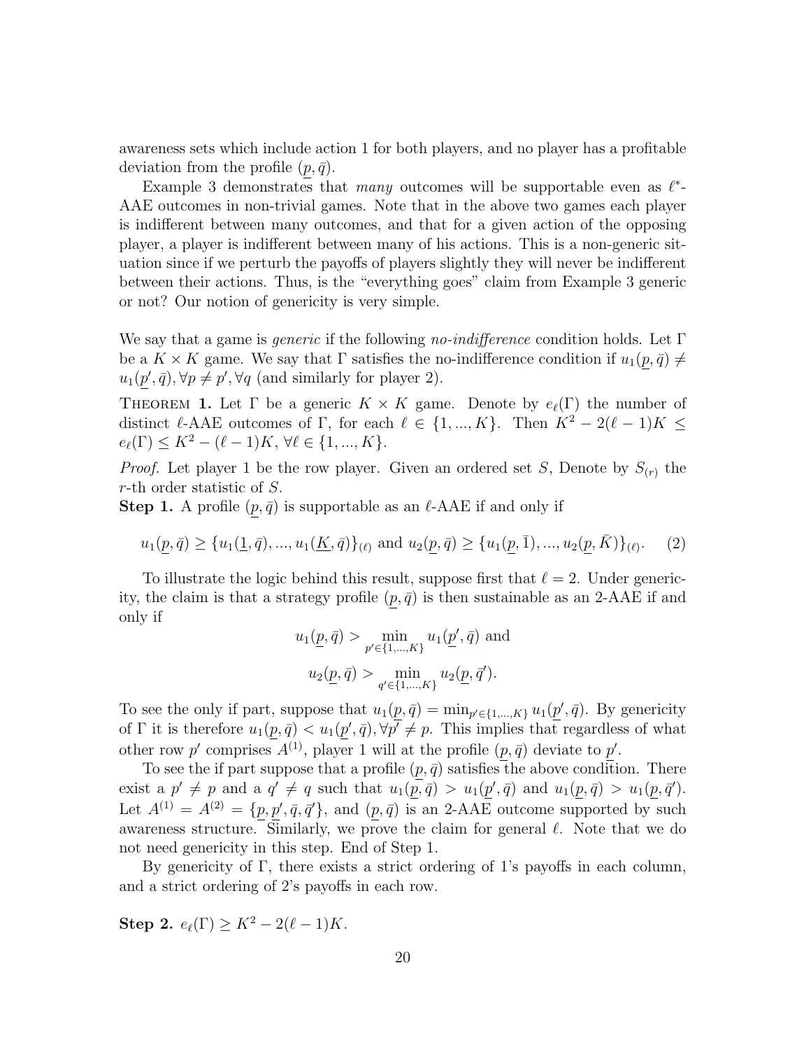awareness sets which include action 1 for both players, and no player has a profitable deviation from the profile $(\underline{p}, \bar{q})$.

Example 3 demonstrates that *many* outcomes will be supportable even as $\ell^*$-AAE outcomes in non-trivial games. Note that in the above two games each player is indifferent between many outcomes, and that for a given action of the opposing player, a player is indifferent between many of his actions. This is a non-generic situation since if we perturb the payoffs of players slightly they will never be indifferent between their actions. Thus, is the "everything goes" claim from Example 3 generic or not? Our notion of genericity is very simple.

We say that a game is *generic* if the following *no-indifference* condition holds. Let $\Gamma$ be a $K \times K$ game. We say that $\Gamma$ satisfies the no-indifference condition if $u_1(\underline{p}, \bar{q}) \neq u_1(\underline{p}', \bar{q}), \forall p \neq p', \forall q$ (and similarly for player 2).

**Theorem 1.** Let $\Gamma$ be a generic $K \times K$ game. Denote by $e_\ell(\Gamma)$ the number of distinct $\ell$-AAE outcomes of $\Gamma$, for each $\ell \in \{1, ..., K\}$. Then $K^2 - 2(\ell-1)K \leq e_\ell(\Gamma) \leq K^2 - (\ell-1)K$, $\forall \ell \in \{1, ..., K\}$.

*Proof.* Let player 1 be the row player. Given an ordered set $S$, Denote by $S_{(r)}$ the $r$-th order statistic of $S$.

**Step 1.** A profile $(\underline{p}, \bar{q})$ is supportable as an $\ell$-AAE if and only if

$$u_1(\underline{p}, \bar{q}) \geq \{u_1(\underline{1}, \bar{q}), ..., u_1(\underline{K}, \bar{q})\}_{(\ell)} \text{ and } u_2(\underline{p}, \bar{q}) \geq \{u_1(\underline{p}, \bar{1}), ..., u_2(\underline{p}, \bar{K})\}_{(\ell)}. \quad (2)$$

To illustrate the logic behind this result, suppose first that $\ell = 2$. Under genericity, the claim is that a strategy profile $(\underline{p}, \bar{q})$ is then sustainable as an 2-AAE if and only if

$$u_1(\underline{p}, \bar{q}) > \min_{p' \in \{1,...,K\}} u_1(\underline{p}', \bar{q}) \text{ and}$$
$$u_2(\underline{p}, \bar{q}) > \min_{q' \in \{1,...,K\}} u_2(\underline{p}, \bar{q}').$$

To see the only if part, suppose that $u_1(\underline{p}, \bar{q}) = \min_{p' \in \{1,...,K\}} u_1(\underline{p}', \bar{q})$. By genericity of $\Gamma$ it is therefore $u_1(\underline{p}, \bar{q}) < u_1(\underline{p}', \bar{q}), \forall p' \neq p$. This implies that regardless of what other row $p'$ comprises $A^{(1)}$, player 1 will at the profile $(\underline{p}, \bar{q})$ deviate to $\underline{p}'$.

To see the if part suppose that a profile $(\underline{p}, \bar{q})$ satisfies the above condition. There exist a $p' \neq p$ and a $q' \neq q$ such that $u_1(\underline{p}, \bar{q}) > u_1(\underline{p}', \bar{q})$ and $u_1(\underline{p}, \bar{q}) > u_1(\underline{p}, \bar{q}')$. Let $A^{(1)} = A^{(2)} = \{\underline{p}, \underline{p}', \bar{q}, \bar{q}'\}$, and $(\underline{p}, \bar{q})$ is an 2-AAE outcome supported by such awareness structure. Similarly, we prove the claim for general $\ell$. Note that we do not need genericity in this step. End of Step 1.

By genericity of $\Gamma$, there exists a strict ordering of 1's payoffs in each column, and a strict ordering of 2's payoffs in each row.

**Step 2.** $e_\ell(\Gamma) \geq K^2 - 2(\ell-1)K$.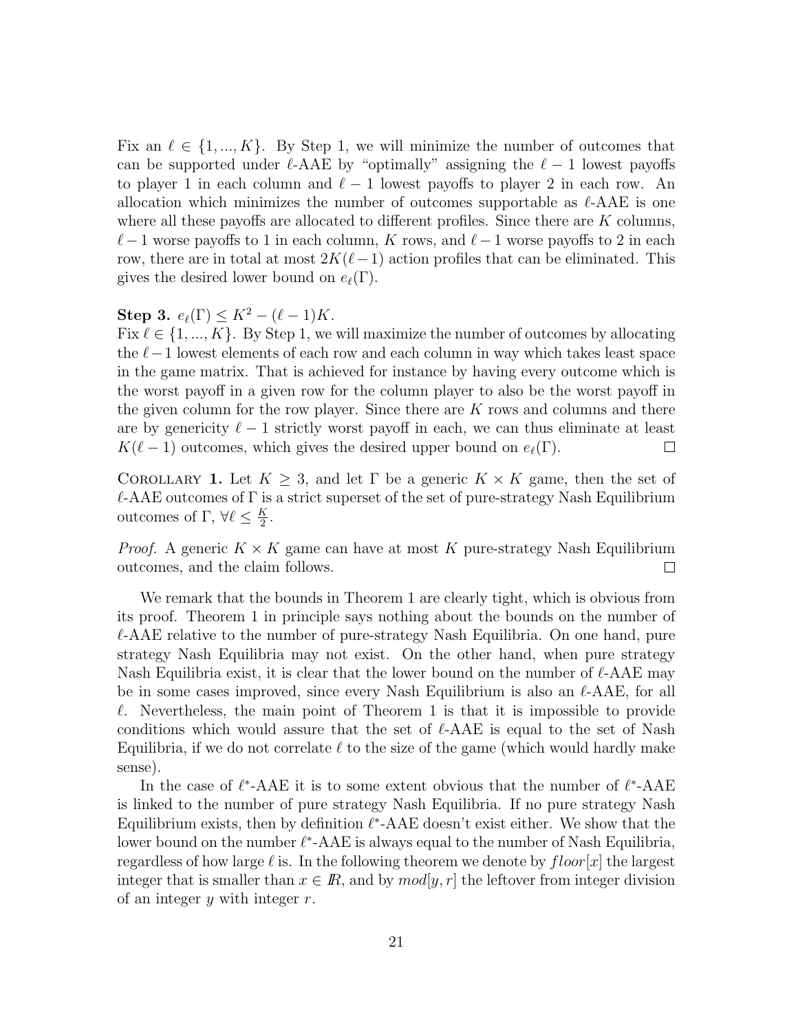Fix an $\ell \in \{1, ..., K\}$. By Step 1, we will minimize the number of outcomes that can be supported under $\ell$-AAE by "optimally" assigning the $\ell - 1$ lowest payoffs to player 1 in each column and $\ell - 1$ lowest payoffs to player 2 in each row. An allocation which minimizes the number of outcomes supportable as $\ell$-AAE is one where all these payoffs are allocated to different profiles. Since there are $K$ columns, $\ell - 1$ worse payoffs to 1 in each column, $K$ rows, and $\ell - 1$ worse payoffs to 2 in each row, there are in total at most $2K(\ell - 1)$ action profiles that can be eliminated. This gives the desired lower bound on $e_\ell(\Gamma)$.

**Step 3.** $e_\ell(\Gamma) \leq K^2 - (\ell - 1)K$.
Fix $\ell \in \{1, ..., K\}$. By Step 1, we will maximize the number of outcomes by allocating the $\ell - 1$ lowest elements of each row and each column in way which takes least space in the game matrix. That is achieved for instance by having every outcome which is the worst payoff in a given row for the column player to also be the worst payoff in the given column for the row player. Since there are $K$ rows and columns and there are by genericity $\ell - 1$ strictly worst payoff in each, we can thus eliminate at least $K(\ell - 1)$ outcomes, which gives the desired upper bound on $e_\ell(\Gamma)$. □

COROLLARY **1.** Let $K \geq 3$, and let $\Gamma$ be a generic $K \times K$ game, then the set of $\ell$-AAE outcomes of $\Gamma$ is a strict superset of the set of pure-strategy Nash Equilibrium outcomes of $\Gamma$, $\forall \ell \leq \frac{K}{2}$.

*Proof.* A generic $K \times K$ game can have at most $K$ pure-strategy Nash Equilibrium outcomes, and the claim follows. □

We remark that the bounds in Theorem 1 are clearly tight, which is obvious from its proof. Theorem 1 in principle says nothing about the bounds on the number of $\ell$-AAE relative to the number of pure-strategy Nash Equilibria. On one hand, pure strategy Nash Equilibria may not exist. On the other hand, when pure strategy Nash Equilibria exist, it is clear that the lower bound on the number of $\ell$-AAE may be in some cases improved, since every Nash Equilibrium is also an $\ell$-AAE, for all $\ell$. Nevertheless, the main point of Theorem 1 is that it is impossible to provide conditions which would assure that the set of $\ell$-AAE is equal to the set of Nash Equilibria, if we do not correlate $\ell$ to the size of the game (which would hardly make sense).

In the case of $\ell^*$-AAE it is to some extent obvious that the number of $\ell^*$-AAE is linked to the number of pure strategy Nash Equilibria. If no pure strategy Nash Equilibrium exists, then by definition $\ell^*$-AAE doesn't exist either. We show that the lower bound on the number $\ell^*$-AAE is always equal to the number of Nash Equilibria, regardless of how large $\ell$ is. In the following theorem we denote by $floor[x]$ the largest integer that is smaller than $x \in \mathbb{R}$, and by $mod[y, r]$ the leftover from integer division of an integer $y$ with integer $r$.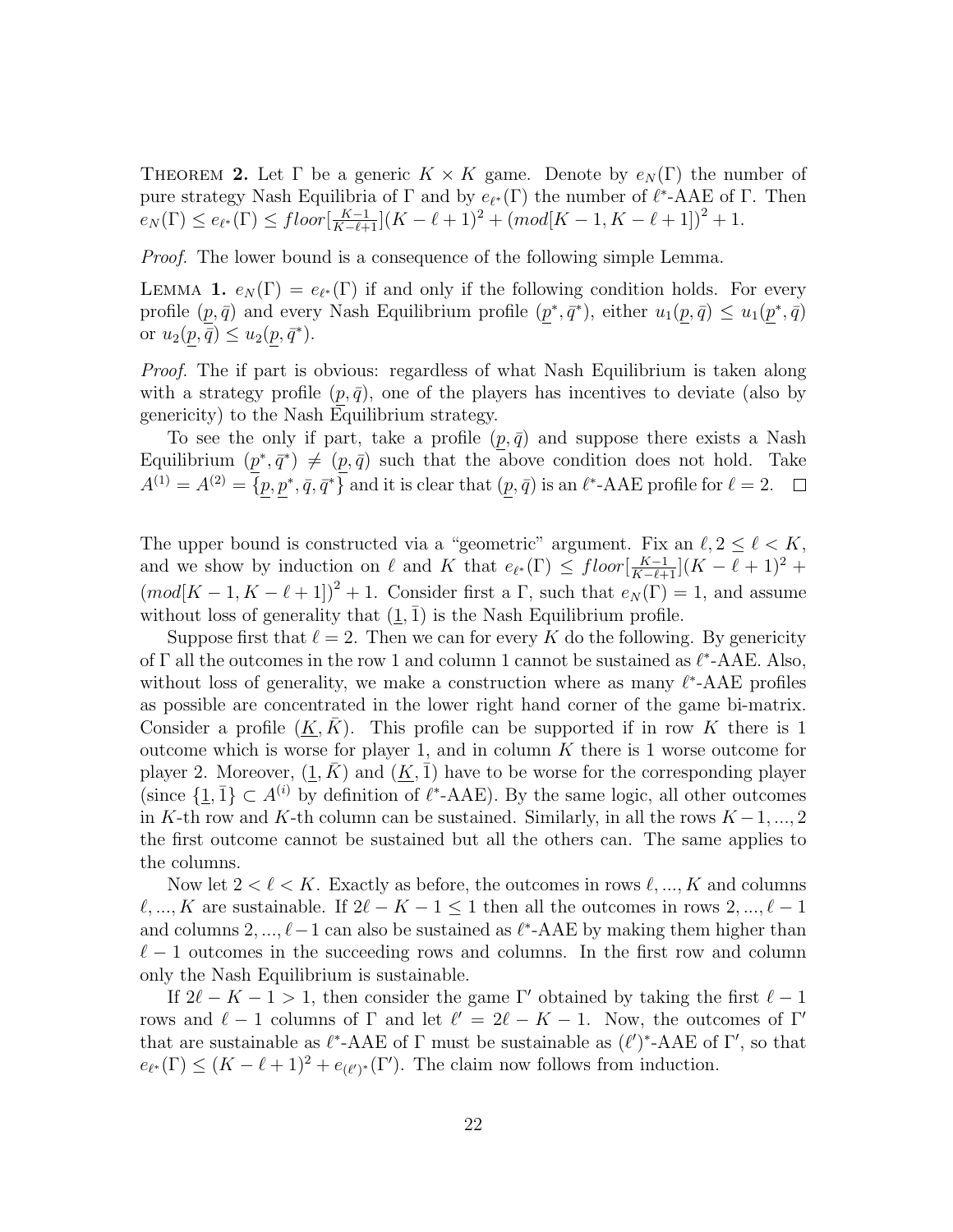THEOREM **2.** Let $\Gamma$ be a generic $K \times K$ game. Denote by $e_N(\Gamma)$ the number of pure strategy Nash Equilibria of $\Gamma$ and by $e_{\ell^*}(\Gamma)$ the number of $\ell^*$-AAE of $\Gamma$. Then $e_N(\Gamma) \leq e_{\ell^*}(\Gamma) \leq floor[\frac{K-1}{K-\ell+1}](K-\ell+1)^2 + (mod[K-1, K-\ell+1])^2 + 1$.

*Proof.* The lower bound is a consequence of the following simple Lemma.

LEMMA **1.** $e_N(\Gamma) = e_{\ell^*}(\Gamma)$ if and only if the following condition holds. For every profile $(\underline{p}, \bar{q})$ and every Nash Equilibrium profile $(\underline{p}^*, \bar{q}^*)$, either $u_1(\underline{p}, \bar{q}) \leq u_1(\underline{p}^*, \bar{q})$ or $u_2(\underline{p}, \bar{q}) \leq u_2(\underline{p}, \bar{q}^*)$.

*Proof.* The if part is obvious: regardless of what Nash Equilibrium is taken along with a strategy profile $(\underline{p}, \bar{q})$, one of the players has incentives to deviate (also by genericity) to the Nash Equilibrium strategy.

To see the only if part, take a profile $(\underline{p}, \bar{q})$ and suppose there exists a Nash Equilibrium $(\underline{p}^*, \bar{q}^*) \neq (\underline{p}, \bar{q})$ such that the above condition does not hold. Take $A^{(1)} = A^{(2)} = \{\underline{p}, \underline{p}^*, \bar{q}, \bar{q}^*\}$ and it is clear that $(\underline{p}, \bar{q})$ is an $\ell^*$-AAE profile for $\ell = 2$. □

The upper bound is constructed via a "geometric" argument. Fix an $\ell, 2 \leq \ell < K$, and we show by induction on $\ell$ and $K$ that $e_{\ell^*}(\Gamma) \leq floor[\frac{K-1}{K-\ell+1}](K-\ell+1)^2 + (mod[K-1, K-\ell+1])^2 + 1$. Consider first a $\Gamma$, such that $e_N(\Gamma) = 1$, and assume without loss of generality that $(\underline{1}, \bar{1})$ is the Nash Equilibrium profile.

Suppose first that $\ell = 2$. Then we can for every $K$ do the following. By genericity of $\Gamma$ all the outcomes in the row 1 and column 1 cannot be sustained as $\ell^*$-AAE. Also, without loss of generality, we make a construction where as many $\ell^*$-AAE profiles as possible are concentrated in the lower right hand corner of the game bi-matrix. Consider a profile $(\underline{K}, \bar{K})$. This profile can be supported if in row $K$ there is 1 outcome which is worse for player 1, and in column $K$ there is 1 worse outcome for player 2. Moreover, $(\underline{1}, \bar{K})$ and $(\underline{K}, \bar{1})$ have to be worse for the corresponding player (since $\{\underline{1}, \bar{1}\} \subset A^{(i)}$ by definition of $\ell^*$-AAE). By the same logic, all other outcomes in $K$-th row and $K$-th column can be sustained. Similarly, in all the rows $K-1, ..., 2$ the first outcome cannot be sustained but all the others can. The same applies to the columns.

Now let $2 < \ell < K$. Exactly as before, the outcomes in rows $\ell, ..., K$ and columns $\ell, ..., K$ are sustainable. If $2\ell - K - 1 \leq 1$ then all the outcomes in rows $2, ..., \ell-1$ and columns $2, ..., \ell-1$ can also be sustained as $\ell^*$-AAE by making them higher than $\ell - 1$ outcomes in the succeeding rows and columns. In the first row and column only the Nash Equilibrium is sustainable.

If $2\ell - K - 1 > 1$, then consider the game $\Gamma'$ obtained by taking the first $\ell - 1$ rows and $\ell - 1$ columns of $\Gamma$ and let $\ell' = 2\ell - K - 1$. Now, the outcomes of $\Gamma'$ that are sustainable as $\ell^*$-AAE of $\Gamma$ must be sustainable as $(\ell')^*$-AAE of $\Gamma'$, so that $e_{\ell^*}(\Gamma) \leq (K-\ell+1)^2 + e_{(\ell')^*}(\Gamma')$. The claim now follows from induction.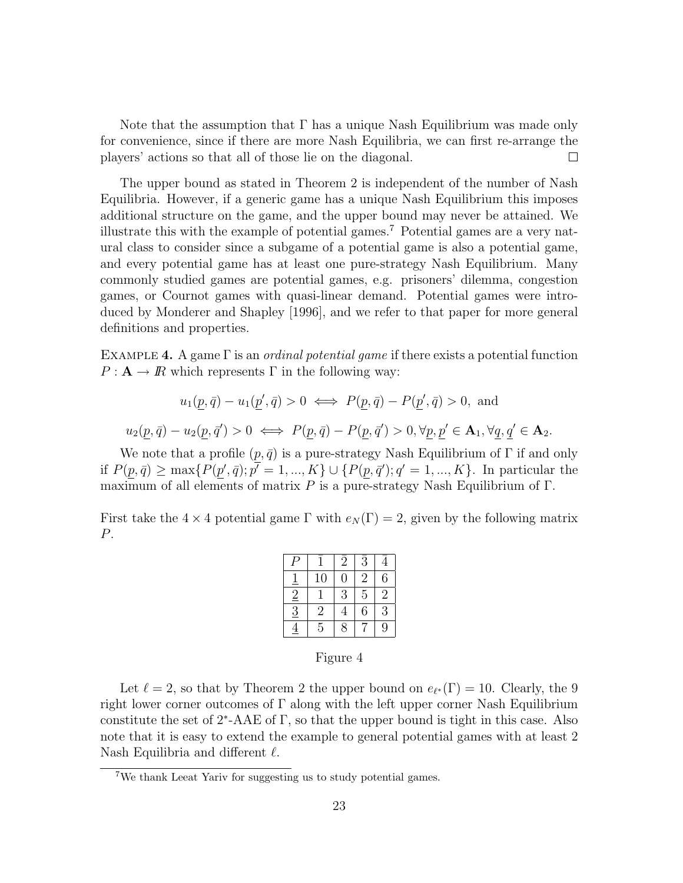Note that the assumption that $\Gamma$ has a unique Nash Equilibrium was made only for convenience, since if there are more Nash Equilibria, we can first re-arrange the players' actions so that all of those lie on the diagonal. $\square$

The upper bound as stated in Theorem 2 is independent of the number of Nash Equilibria. However, if a generic game has a unique Nash Equilibrium this imposes additional structure on the game, and the upper bound may never be attained. We illustrate this with the example of potential games.[7] Potential games are a very natural class to consider since a subgame of a potential game is also a potential game, and every potential game has at least one pure-strategy Nash Equilibrium. Many commonly studied games are potential games, e.g. prisoners' dilemma, congestion games, or Cournot games with quasi-linear demand. Potential games were introduced by Monderer and Shapley [1996], and we refer to that paper for more general definitions and properties.

EXAMPLE **4.** A game $\Gamma$ is an *ordinal potential game* if there exists a potential function $P : \mathbf{A} \to I\!\!R$ which represents $\Gamma$ in the following way:

$$u_1(\underline{p}, \bar{q}) - u_1(\underline{p}', \bar{q}) > 0 \iff P(\underline{p}, \bar{q}) - P(\underline{p}', \bar{q}) > 0, \text{ and}$$

$$u_2(\underline{p}, \bar{q}) - u_2(\underline{p}, \bar{q}') > 0 \iff P(\underline{p}, \bar{q}) - P(\underline{p}, \bar{q}') > 0, \forall \underline{p}, \underline{p}' \in \mathbf{A}_1, \forall \underline{q}, \underline{q}' \in \mathbf{A}_2.$$

We note that a profile $(\underline{p}, \bar{q})$ is a pure-strategy Nash Equilibrium of $\Gamma$ if and only if $P(\underline{p}, \bar{q}) \geq \max\{P(\underline{p}', \bar{q}); \underline{p}' = 1, ..., K\} \cup \{P(\underline{p}, \bar{q}'); q' = 1, ..., K\}$. In particular the maximum of all elements of matrix $P$ is a pure-strategy Nash Equilibrium of $\Gamma$.

First take the $4 \times 4$ potential game $\Gamma$ with $e_N(\Gamma) = 2$, given by the following matrix $P$.

| $P$ | $\bar{1}$ | $\bar{2}$ | $\bar{3}$ | $\bar{4}$ |
|---|---|---|---|---|
| $\underline{1}$ | 10 | 0 | 2 | 6 |
| $\underline{2}$ | 1 | 3 | 5 | 2 |
| $\underline{3}$ | 2 | 4 | 6 | 3 |
| $\underline{4}$ | 5 | 8 | 7 | 9 |

Figure 4

Let $\ell = 2$, so that by Theorem 2 the upper bound on $e_{\ell^*}(\Gamma) = 10$. Clearly, the 9 right lower corner outcomes of $\Gamma$ along with the left upper corner Nash Equilibrium constitute the set of $2^*$-AAE of $\Gamma$, so that the upper bound is tight in this case. Also note that it is easy to extend the example to general potential games with at least 2 Nash Equilibria and different $\ell$.

[7] We thank Leeat Yariv for suggesting us to study potential games.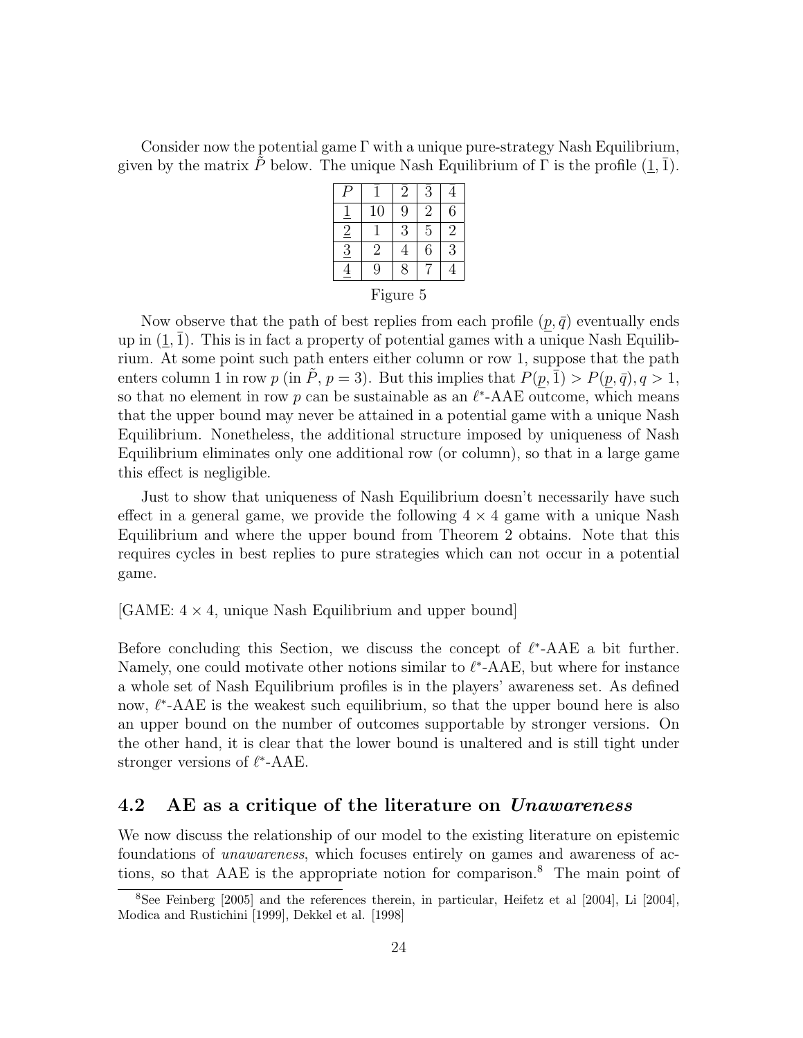Consider now the potential game $\Gamma$ with a unique pure-strategy Nash Equilibrium, given by the matrix $\tilde{P}$ below. The unique Nash Equilibrium of $\Gamma$ is the profile $(\underline{1}, \bar{1})$.

| $P$ | $\bar{1}$ | $\bar{2}$ | $\bar{3}$ | $\bar{4}$ |
|---|---|---|---|---|
| $\underline{1}$ | 10 | 9 | 2 | 6 |
| $\underline{2}$ | 1 | 3 | 5 | 2 |
| $\underline{3}$ | 2 | 4 | 6 | 3 |
| $\underline{4}$ | 9 | 8 | 7 | 4 |

Figure 5

Now observe that the path of best replies from each profile $(\underline{p}, \bar{q})$ eventually ends up in $(\underline{1}, \bar{1})$. This is in fact a property of potential games with a unique Nash Equilibrium. At some point such path enters either column or row 1, suppose that the path enters column 1 in row $p$ (in $\tilde{P}$, $p = 3$). But this implies that $P(\underline{p}, \bar{1}) > P(\underline{p}, \bar{q}), q > 1$, so that no element in row $p$ can be sustainable as an $\ell^*$-AAE outcome, which means that the upper bound may never be attained in a potential game with a unique Nash Equilibrium. Nonetheless, the additional structure imposed by uniqueness of Nash Equilibrium eliminates only one additional row (or column), so that in a large game this effect is negligible.

Just to show that uniqueness of Nash Equilibrium doesn't necessarily have such effect in a general game, we provide the following $4 \times 4$ game with a unique Nash Equilibrium and where the upper bound from Theorem 2 obtains. Note that this requires cycles in best replies to pure strategies which can not occur in a potential game.

[GAME: $4 \times 4$, unique Nash Equilibrium and upper bound]

Before concluding this Section, we discuss the concept of $\ell^*$-AAE a bit further. Namely, one could motivate other notions similar to $\ell^*$-AAE, but where for instance a whole set of Nash Equilibrium profiles is in the players' awareness set. As defined now, $\ell^*$-AAE is the weakest such equilibrium, so that the upper bound here is also an upper bound on the number of outcomes supportable by stronger versions. On the other hand, it is clear that the lower bound is unaltered and is still tight under stronger versions of $\ell^*$-AAE.

## 4.2 AE as a critique of the literature on *Unawareness*

We now discuss the relationship of our model to the existing literature on epistemic foundations of *unawareness*, which focuses entirely on games and awareness of actions, so that AAE is the appropriate notion for comparison.[8] The main point of

[8] See Feinberg [2005] and the references therein, in particular, Heifetz et al [2004], Li [2004], Modica and Rustichini [1999], Dekkel et al. [1998]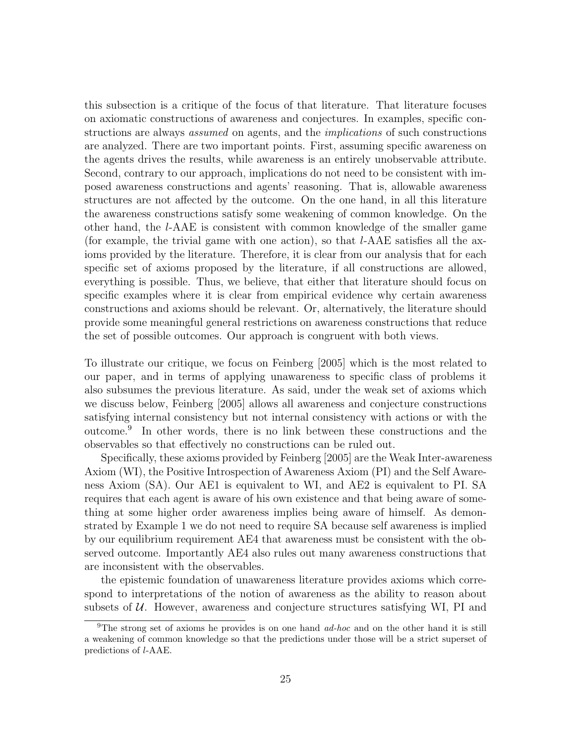this subsection is a critique of the focus of that literature. That literature focuses on axiomatic constructions of awareness and conjectures. In examples, specific constructions are always *assumed* on agents, and the *implications* of such constructions are analyzed. There are two important points. First, assuming specific awareness on the agents drives the results, while awareness is an entirely unobservable attribute. Second, contrary to our approach, implications do not need to be consistent with imposed awareness constructions and agents' reasoning. That is, allowable awareness structures are not affected by the outcome. On the one hand, in all this literature the awareness constructions satisfy some weakening of common knowledge. On the other hand, the $l$-AAE is consistent with common knowledge of the smaller game (for example, the trivial game with one action), so that $l$-AAE satisfies all the axioms provided by the literature. Therefore, it is clear from our analysis that for each specific set of axioms proposed by the literature, if all constructions are allowed, everything is possible. Thus, we believe, that either that literature should focus on specific examples where it is clear from empirical evidence why certain awareness constructions and axioms should be relevant. Or, alternatively, the literature should provide some meaningful general restrictions on awareness constructions that reduce the set of possible outcomes. Our approach is congruent with both views.

To illustrate our critique, we focus on Feinberg [2005] which is the most related to our paper, and in terms of applying unawareness to specific class of problems it also subsumes the previous literature. As said, under the weak set of axioms which we discuss below, Feinberg [2005] allows all awareness and conjecture constructions satisfying internal consistency but not internal consistency with actions or with the outcome.[9] In other words, there is no link between these constructions and the observables so that effectively no constructions can be ruled out.

Specifically, these axioms provided by Feinberg [2005] are the Weak Inter-awareness Axiom (WI), the Positive Introspection of Awareness Axiom (PI) and the Self Awareness Axiom (SA). Our AE1 is equivalent to WI, and AE2 is equivalent to PI. SA requires that each agent is aware of his own existence and that being aware of something at some higher order awareness implies being aware of himself. As demonstrated by Example 1 we do not need to require SA because self awareness is implied by our equilibrium requirement AE4 that awareness must be consistent with the observed outcome. Importantly AE4 also rules out many awareness constructions that are inconsistent with the observables.

the epistemic foundation of unawareness literature provides axioms which correspond to interpretations of the notion of awareness as the ability to reason about subsets of $\mathcal{U}$. However, awareness and conjecture structures satisfying WI, PI and

[9] The strong set of axioms he provides is on one hand *ad-hoc* and on the other hand it is still a weakening of common knowledge so that the predictions under those will be a strict superset of predictions of $l$-AAE.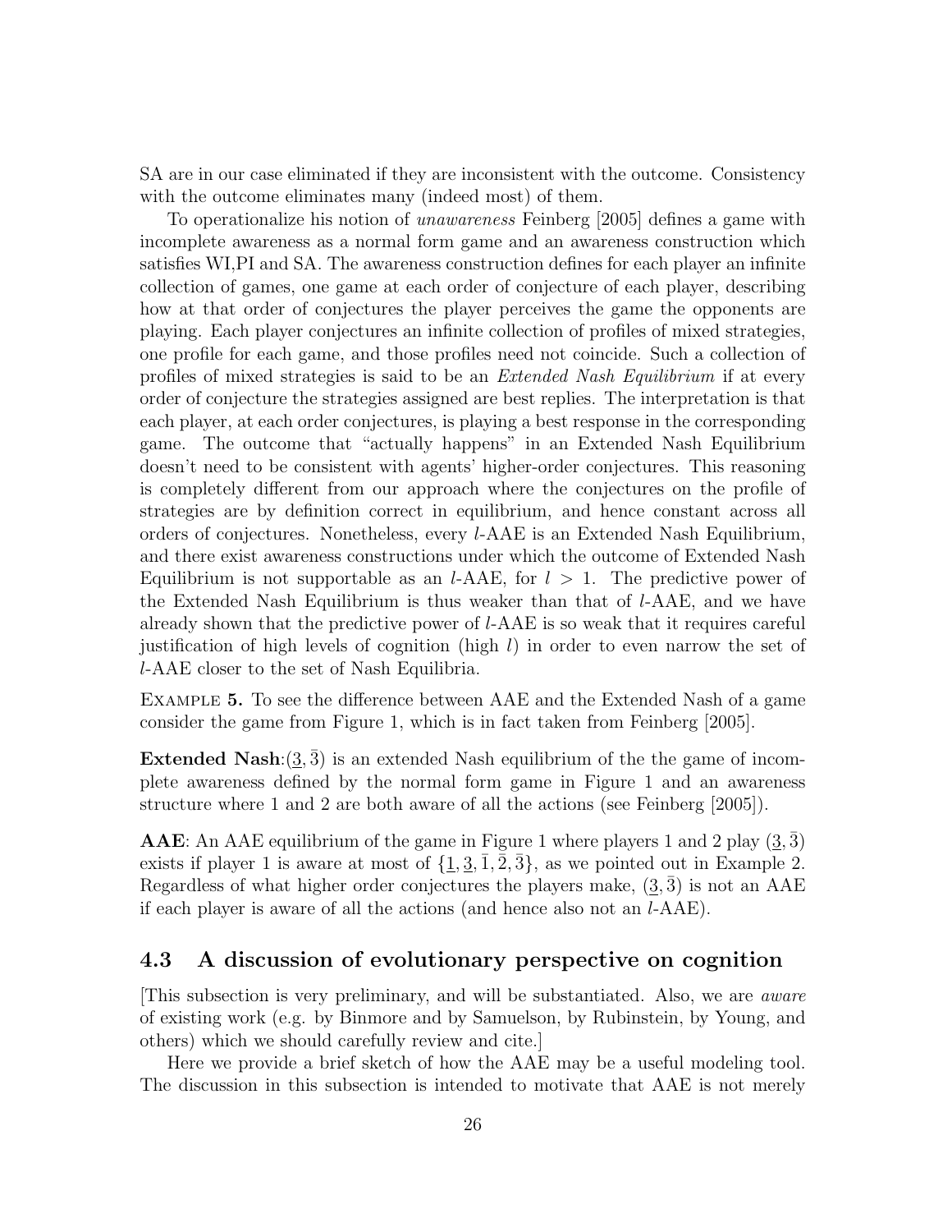SA are in our case eliminated if they are inconsistent with the outcome. Consistency with the outcome eliminates many (indeed most) of them.

To operationalize his notion of *unawareness* Feinberg [2005] defines a game with incomplete awareness as a normal form game and an awareness construction which satisfies WI,PI and SA. The awareness construction defines for each player an infinite collection of games, one game at each order of conjecture of each player, describing how at that order of conjectures the player perceives the game the opponents are playing. Each player conjectures an infinite collection of profiles of mixed strategies, one profile for each game, and those profiles need not coincide. Such a collection of profiles of mixed strategies is said to be an *Extended Nash Equilibrium* if at every order of conjecture the strategies assigned are best replies. The interpretation is that each player, at each order conjectures, is playing a best response in the corresponding game. The outcome that "actually happens" in an Extended Nash Equilibrium doesn't need to be consistent with agents' higher-order conjectures. This reasoning is completely different from our approach where the conjectures on the profile of strategies are by definition correct in equilibrium, and hence constant across all orders of conjectures. Nonetheless, every $l$-AAE is an Extended Nash Equilibrium, and there exist awareness constructions under which the outcome of Extended Nash Equilibrium is not supportable as an $l$-AAE, for $l > 1$. The predictive power of the Extended Nash Equilibrium is thus weaker than that of $l$-AAE, and we have already shown that the predictive power of $l$-AAE is so weak that it requires careful justification of high levels of cognition (high $l$) in order to even narrow the set of $l$-AAE closer to the set of Nash Equilibria.

Example **5.** To see the difference between AAE and the Extended Nash of a game consider the game from Figure 1, which is in fact taken from Feinberg [2005].

**Extended Nash**:$(\underline{3}, \bar{3})$ is an extended Nash equilibrium of the the game of incomplete awareness defined by the normal form game in Figure 1 and an awareness structure where 1 and 2 are both aware of all the actions (see Feinberg [2005]).

**AAE**: An AAE equilibrium of the game in Figure 1 where players 1 and 2 play $(\underline{3}, \bar{3})$ exists if player 1 is aware at most of $\{\underline{1}, \underline{3}, \bar{1}, \bar{2}, \bar{3}\}$, as we pointed out in Example 2. Regardless of what higher order conjectures the players make, $(\underline{3}, \bar{3})$ is not an AAE if each player is aware of all the actions (and hence also not an $l$-AAE).

## 4.3 A discussion of evolutionary perspective on cognition

[This subsection is very preliminary, and will be substantiated. Also, we are *aware* of existing work (e.g. by Binmore and by Samuelson, by Rubinstein, by Young, and others) which we should carefully review and cite.]

Here we provide a brief sketch of how the AAE may be a useful modeling tool. The discussion in this subsection is intended to motivate that AAE is not merely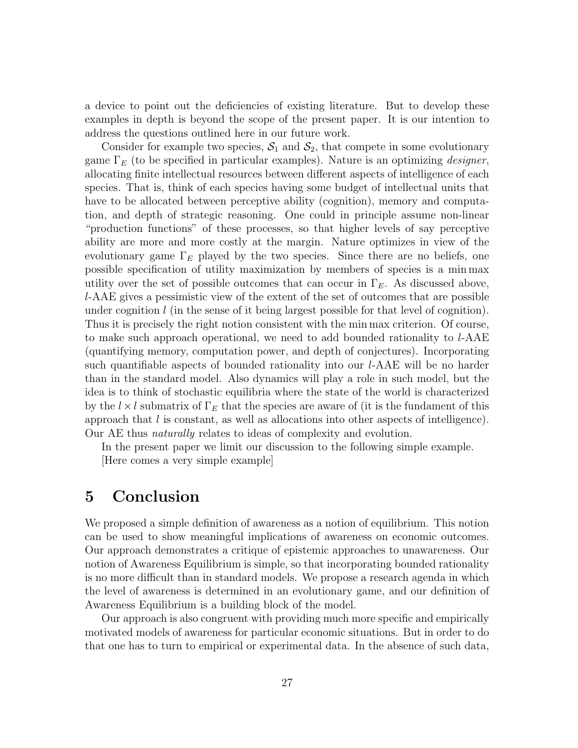a device to point out the deficiencies of existing literature. But to develop these examples in depth is beyond the scope of the present paper. It is our intention to address the questions outlined here in our future work.

Consider for example two species, $\mathcal{S}_1$ and $\mathcal{S}_2$, that compete in some evolutionary game $\Gamma_E$ (to be specified in particular examples). Nature is an optimizing *designer*, allocating finite intellectual resources between different aspects of intelligence of each species. That is, think of each species having some budget of intellectual units that have to be allocated between perceptive ability (cognition), memory and computation, and depth of strategic reasoning. One could in principle assume non-linear "production functions" of these processes, so that higher levels of say perceptive ability are more and more costly at the margin. Nature optimizes in view of the evolutionary game $\Gamma_E$ played by the two species. Since there are no beliefs, one possible specification of utility maximization by members of species is a $\min\max$ utility over the set of possible outcomes that can occur in $\Gamma_E$. As discussed above, $l$-AAE gives a pessimistic view of the extent of the set of outcomes that are possible under cognition $l$ (in the sense of it being largest possible for that level of cognition). Thus it is precisely the right notion consistent with the $\min\max$ criterion. Of course, to make such approach operational, we need to add bounded rationality to $l$-AAE (quantifying memory, computation power, and depth of conjectures). Incorporating such quantifiable aspects of bounded rationality into our $l$-AAE will be no harder than in the standard model. Also dynamics will play a role in such model, but the idea is to think of stochastic equilibria where the state of the world is characterized by the $l \times l$ submatrix of $\Gamma_E$ that the species are aware of (it is the fundament of this approach that $l$ is constant, as well as allocations into other aspects of intelligence). Our AE thus *naturally* relates to ideas of complexity and evolution.

In the present paper we limit our discussion to the following simple example.

[Here comes a very simple example]

# 5 Conclusion

We proposed a simple definition of awareness as a notion of equilibrium. This notion can be used to show meaningful implications of awareness on economic outcomes. Our approach demonstrates a critique of epistemic approaches to unawareness. Our notion of Awareness Equilibrium is simple, so that incorporating bounded rationality is no more difficult than in standard models. We propose a research agenda in which the level of awareness is determined in an evolutionary game, and our definition of Awareness Equilibrium is a building block of the model.

Our approach is also congruent with providing much more specific and empirically motivated models of awareness for particular economic situations. But in order to do that one has to turn to empirical or experimental data. In the absence of such data,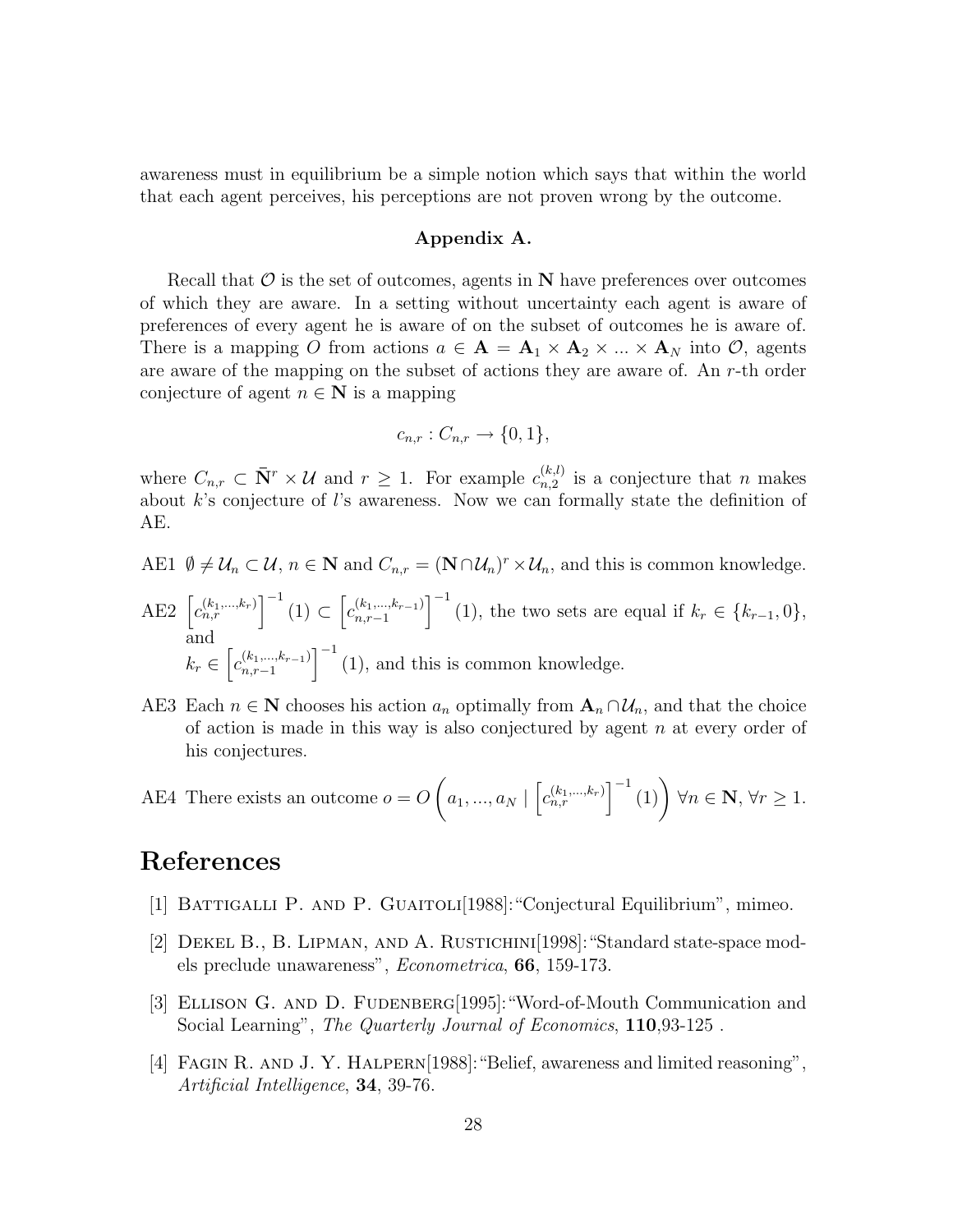awareness must in equilibrium be a simple notion which says that within the world that each agent perceives, his perceptions are not proven wrong by the outcome.

### Appendix A.

Recall that $\mathcal{O}$ is the set of outcomes, agents in $\mathbf{N}$ have preferences over outcomes of which they are aware. In a setting without uncertainty each agent is aware of preferences of every agent he is aware of on the subset of outcomes he is aware of. There is a mapping $O$ from actions $a \in \mathbf{A} = \mathbf{A}_1 \times \mathbf{A}_2 \times ... \times \mathbf{A}_N$ into $\mathcal{O}$, agents are aware of the mapping on the subset of actions they are aware of. An $r$-th order conjecture of agent $n \in \mathbf{N}$ is a mapping

$$c_{n,r} : C_{n,r} \rightarrow \{0, 1\},$$

where $C_{n,r} \subset \bar{\mathbf{N}}^r \times \mathcal{U}$ and $r \geq 1$. For example $c_{n,2}^{(k,l)}$ is a conjecture that $n$ makes about $k$'s conjecture of $l$'s awareness. Now we can formally state the definition of AE.

AE1 $\emptyset \neq \mathcal{U}_n \subset \mathcal{U}$, $n \in \mathbf{N}$ and $C_{n,r} = (\mathbf{N} \cap \mathcal{U}_n)^r \times \mathcal{U}_n$, and this is common knowledge.

AE2 $\left[c_{n,r}^{(k_1,...,k_r)}\right]^{-1}(1) \subset \left[c_{n,r-1}^{(k_1,...,k_{r-1})}\right]^{-1}(1)$, the two sets are equal if $k_r \in \{k_{r-1}, 0\}$, and
$k_r \in \left[c_{n,r-1}^{(k_1,...,k_{r-1})}\right]^{-1}(1)$, and this is common knowledge.

AE3 Each $n \in \mathbf{N}$ chooses his action $a_n$ optimally from $\mathbf{A}_n \cap \mathcal{U}_n$, and that the choice of action is made in this way is also conjectured by agent $n$ at every order of his conjectures.

AE4 There exists an outcome $o = O\left(a_1, ..., a_N \mid \left[c_{n,r}^{(k_1,...,k_r)}\right]^{-1}(1)\right)$ $\forall n \in \mathbf{N}$, $\forall r \geq 1$.

# References

[1] Battigalli P. and P. Guaitoli[1988]: "Conjectural Equilibrium", mimeo.

[2] Dekel B., B. Lipman, and A. Rustichini[1998]: "Standard state-space models preclude unawareness", *Econometrica*, **66**, 159-173.

[3] Ellison G. and D. Fudenberg[1995]: "Word-of-Mouth Communication and Social Learning", *The Quarterly Journal of Economics*, **110**,93-125 .

[4] Fagin R. and J. Y. Halpern[1988]: "Belief, awareness and limited reasoning", *Artificial Intelligence*, **34**, 39-76.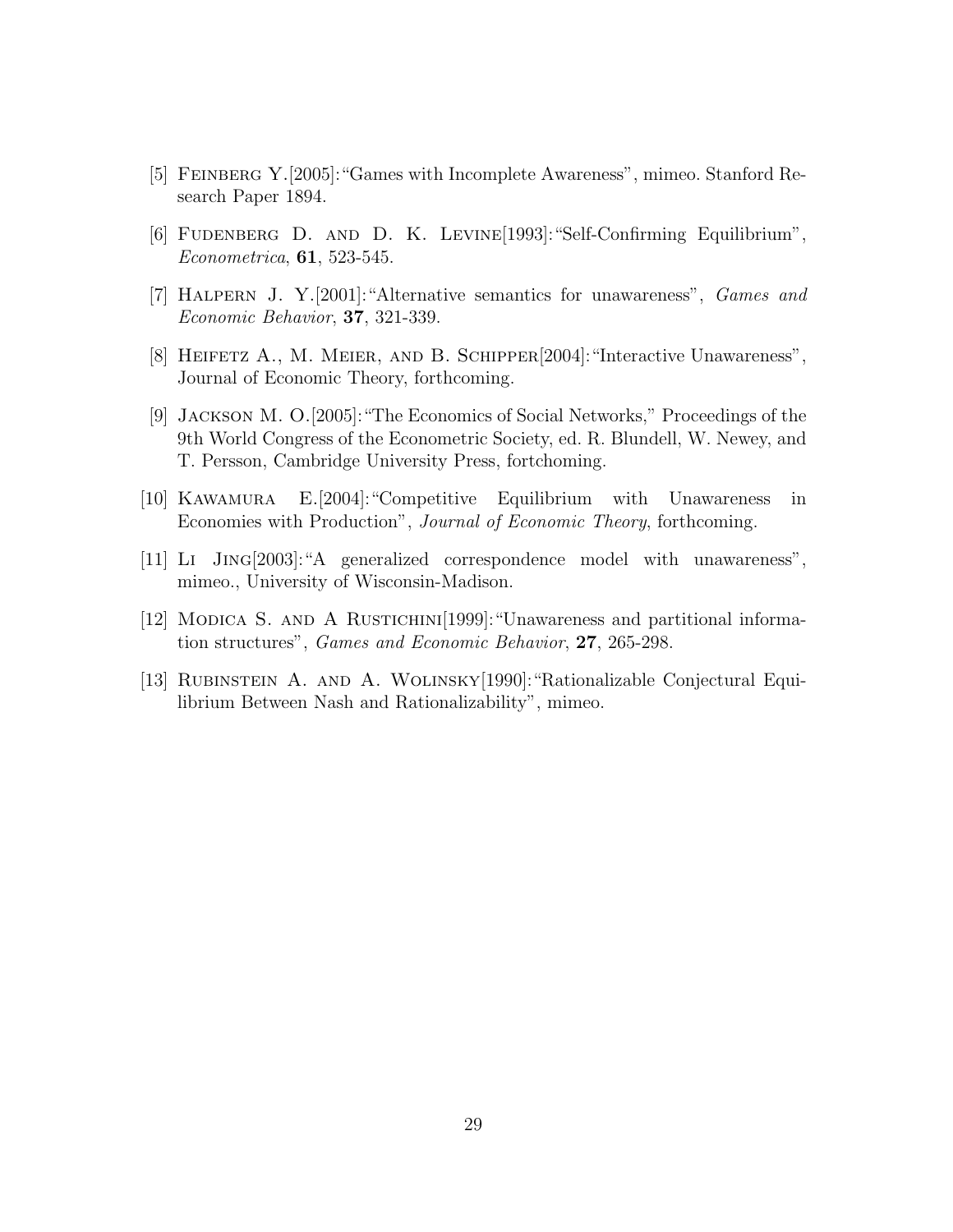[5] Feinberg Y.[2005]: "Games with Incomplete Awareness", mimeo. Stanford Research Paper 1894.

[6] Fudenberg D. and D. K. Levine[1993]: "Self-Confirming Equilibrium", *Econometrica*, **61**, 523-545.

[7] Halpern J. Y.[2001]: "Alternative semantics for unawareness", *Games and Economic Behavior*, **37**, 321-339.

[8] Heifetz A., M. Meier, and B. Schipper[2004]: "Interactive Unawareness", Journal of Economic Theory, forthcoming.

[9] Jackson M. O.[2005]: "The Economics of Social Networks," Proceedings of the 9th World Congress of the Econometric Society, ed. R. Blundell, W. Newey, and T. Persson, Cambridge University Press, fortchoming.

[10] Kawamura E.[2004]: "Competitive Equilibrium with Unawareness in Economies with Production", *Journal of Economic Theory*, forthcoming.

[11] Li Jing[2003]: "A generalized correspondence model with unawareness", mimeo., University of Wisconsin-Madison.

[12] Modica S. and A Rustichini[1999]: "Unawareness and partitional information structures", *Games and Economic Behavior*, **27**, 265-298.

[13] Rubinstein A. and A. Wolinsky[1990]: "Rationalizable Conjectural Equilibrium Between Nash and Rationalizability", mimeo.